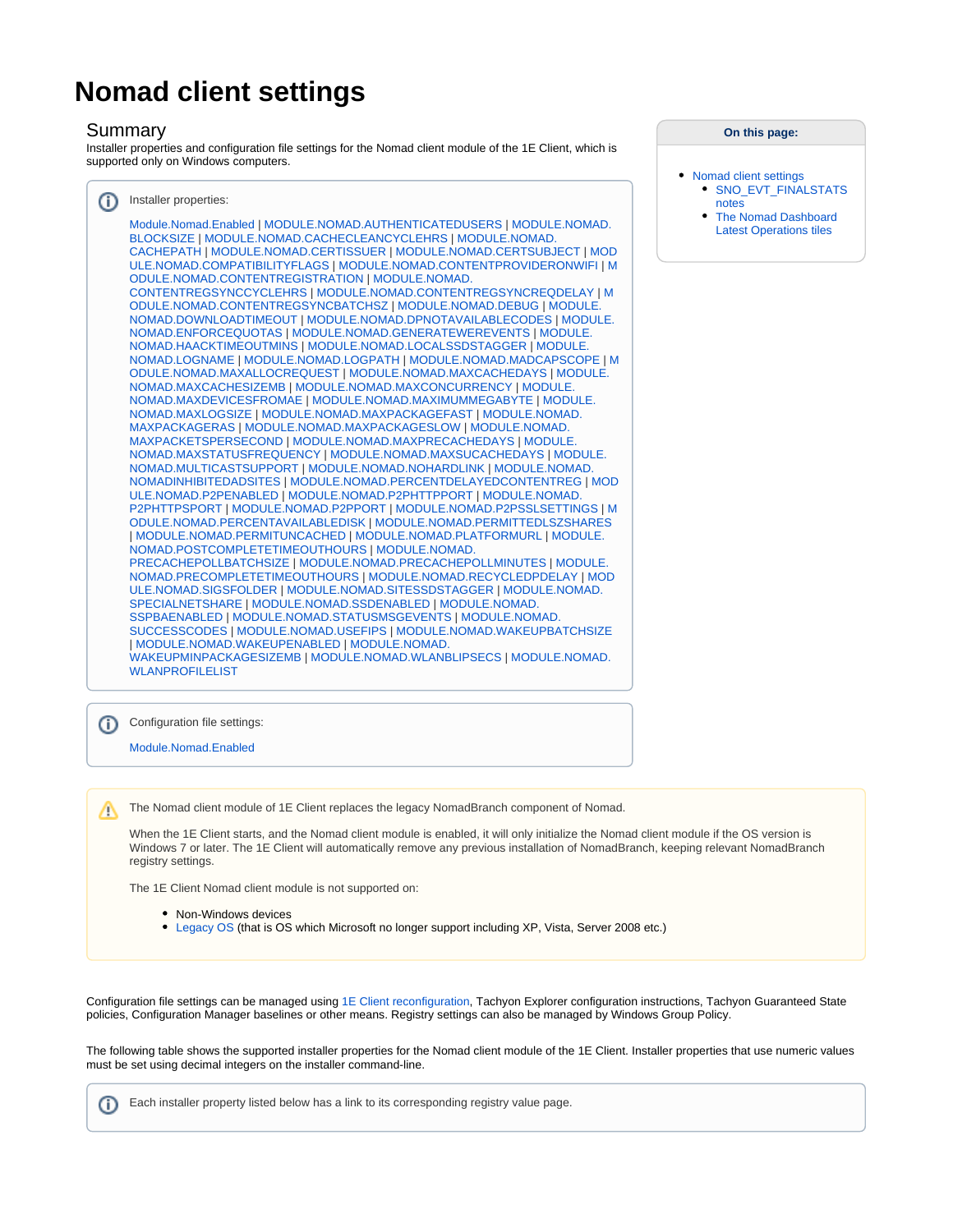# Nomad client settings

## Summary

Installer properties and configuration file settings for the Nomad client module of the 1E Client, which is supported only on Windows computers.

> Installer properties:
>
> Module.Nomad.Enabled | MODULE.NOMAD.AUTHENTICATEDUSERS | MODULE.NOMAD.BLOCKSIZE | MODULE.NOMAD.CACHECLEANCYCLEHRS | MODULE.NOMAD.CACHEPATH | MODULE.NOMAD.CERTISSUER | MODULE.NOMAD.CERTSUBJECT | MODULE.NOMAD.COMPATIBILITYFLAGS | MODULE.NOMAD.CONTENTPROVIDERONWIFI | MODULE.NOMAD.CONTENTREGISTRATION | MODULE.NOMAD.CONTENTREGSYNCCYCLEHRS | MODULE.NOMAD.CONTENTREGSYNCREQDELAY | MODULE.NOMAD.CONTENTREGSYNCBATCHSZ | MODULE.NOMAD.DEBUG | MODULE.NOMAD.DOWNLOADTIMEOUT | MODULE.NOMAD.DPNOTAVAILABLECODES | MODULE.NOMAD.ENFORCEQUOTAS | MODULE.NOMAD.GENERATEWEREVENTS | MODULE.NOMAD.HAACKTIMEOUTMINS | MODULE.NOMAD.LOCALSSDSTAGGER | MODULE.NOMAD.LOGNAME | MODULE.NOMAD.LOGPATH | MODULE.NOMAD.MADCAPSCOPE | MODULE.NOMAD.MAXALLOCREQUEST | MODULE.NOMAD.MAXCACHEDAYS | MODULE.NOMAD.MAXCACHESIZEMB | MODULE.NOMAD.MAXCONCURRENCY | MODULE.NOMAD.MAXDEVICESFROMAE | MODULE.NOMAD.MAXIMUMMEGABYTE | MODULE.NOMAD.MAXLOGSIZE | MODULE.NOMAD.MAXPACKAGEFAST | MODULE.NOMAD.MAXPACKAGERAS | MODULE.NOMAD.MAXPACKAGESLOW | MODULE.NOMAD.MAXPACKETSPERSECOND | MODULE.NOMAD.MAXPRECACHEDAYS | MODULE.NOMAD.MAXSTATUSFREQUENCY | MODULE.NOMAD.MAXSUCACHEDAYS | MODULE.NOMAD.MULTICASTSUPPORT | MODULE.NOMAD.NOHARDLINK | MODULE.NOMAD.NOMADINHIBITEDADSITES | MODULE.NOMAD.PERCENTDELAYEDCONTENTREG | MODULE.NOMAD.P2PENABLED | MODULE.NOMAD.P2PHTTPPORT | MODULE.NOMAD.P2PHTTPSPORT | MODULE.NOMAD.P2PPORT | MODULE.NOMAD.P2PSSLSETTINGS | MODULE.NOMAD.PERCENTAVAILABLEDISK | MODULE.NOMAD.PERMITTEDLSZSHARES | MODULE.NOMAD.PERMITUNCACHED | MODULE.NOMAD.PLATFORMURL | MODULE.NOMAD.POSTCOMPLETETIMEOUTHOURS | MODULE.NOMAD.PRECACHEPOLLBATCHSIZE | MODULE.NOMAD.PRECACHEPOLLMINUTES | MODULE.NOMAD.PRECOMPLETETIMEOUTHOURS | MODULE.NOMAD.RECYCLEDPDELAY | MODULE.NOMAD.SIGSFOLDER | MODULE.NOMAD.SITESSDSTAGGER | MODULE.NOMAD.SPECIALNETSHARE | MODULE.NOMAD.SSDENABLED | MODULE.NOMAD.SSPBAENABLED | MODULE.NOMAD.STATUSMSGEVENTS | MODULE.NOMAD.SUCCESSCODES | MODULE.NOMAD.USEFIPS | MODULE.NOMAD.WAKEUPBATCHSIZE | MODULE.NOMAD.WAKEUPENABLED | MODULE.NOMAD.WAKEUPMINPACKAGESIZEMB | MODULE.NOMAD.WLANBLIPSECS | MODULE.NOMAD.WLANPROFILELIST

> Configuration file settings:
>
> Module.Nomad.Enabled

**On this page:**

- Nomad client settings
  - SNO_EVT_FINALSTATS notes
  - The Nomad Dashboard Latest Operations tiles

> The Nomad client module of 1E Client replaces the legacy NomadBranch component of Nomad.
>
> When the 1E Client starts, and the Nomad client module is enabled, it will only initialize the Nomad client module if the OS version is Windows 7 or later. The 1E Client will automatically remove any previous installation of NomadBranch, keeping relevant NomadBranch registry settings.
>
> The 1E Client Nomad client module is not supported on:
>
> - Non-Windows devices
> - Legacy OS (that is OS which Microsoft no longer support including XP, Vista, Server 2008 etc.)

Configuration file settings can be managed using 1E Client reconfiguration, Tachyon Explorer configuration instructions, Tachyon Guaranteed State policies, Configuration Manager baselines or other means. Registry settings can also be managed by Windows Group Policy.

The following table shows the supported installer properties for the Nomad client module of the 1E Client. Installer properties that use numeric values must be set using decimal integers on the installer command-line.

> Each installer property listed below has a link to its corresponding registry value page.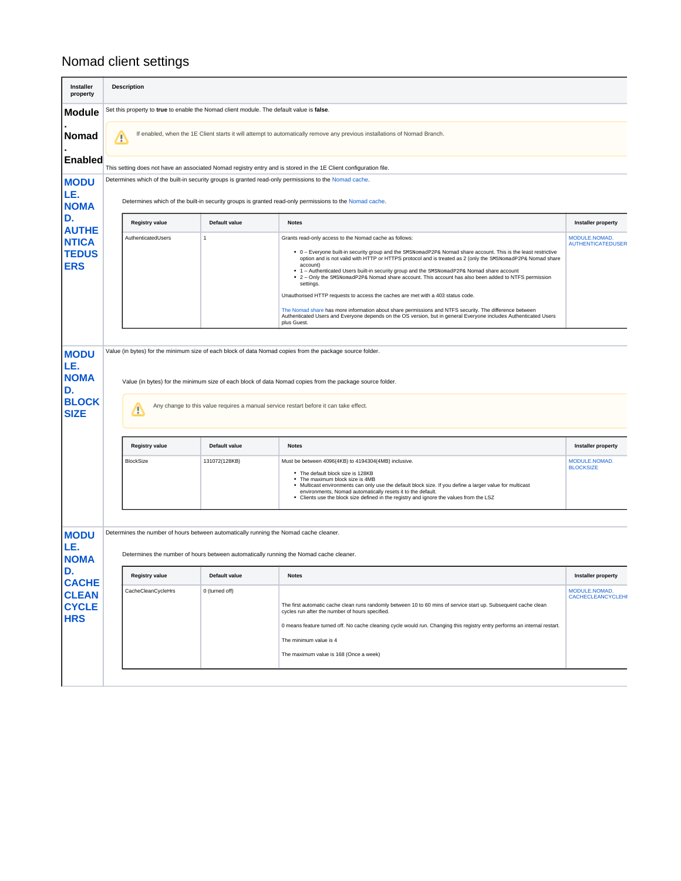# Nomad client settings

| Installer property | Description |
|---|---|
| **Module.Nomad.Enabled** | Set this property to **true** to enable the Nomad client module. The default value is **false**.<br><br>⚠ If enabled, when the 1E Client starts it will attempt to automatically remove any previous installations of Nomad Branch.<br><br>This setting does not have an associated Nomad registry entry and is stored in the 1E Client configuration file. |
| **MODULE.NOMAD.AUTHENTICATEDUSERS** | Determines which of the built-in security groups is granted read-only permissions to the Nomad cache.<br><br>Determines which of the built-in security groups is granted read-only permissions to the Nomad cache. |
| **MODULE.NOMAD.BLOCKSIZE** | Value (in bytes) for the minimum size of each block of data Nomad copies from the package source folder.<br><br>Value (in bytes) for the minimum size of each block of data Nomad copies from the package source folder.<br><br>⚠ Any change to this value requires a manual service restart before it can take effect. |
| **MODULE.NOMAD.CACHECLEANCYCLEHRS** | Determines the number of hours between automatically running the Nomad cache cleaner.<br><br>Determines the number of hours between automatically running the Nomad cache cleaner. |

**MODULE.NOMAD.AUTHENTICATEDUSERS**

| Registry value | Default value | Notes | Installer property |
|---|---|---|---|
| AuthenticatedUsers | 1 | Grants read-only access to the Nomad cache as follows:<br>• 0 – Everyone built-in security group and the SMSNomadP2P& Nomad share account. This is the least restrictive option and is not valid with HTTP or HTTPS protocol and is treated as 2 (only the SMSNomadP2P& Nomad share account)<br>• 1 – Authenticated Users built-in security group and the SMSNomadP2P& Nomad share account<br>• 2 – Only the SMSNomadP2P& Nomad share account. This account has also been added to NTFS permission settings.<br><br>Unauthorised HTTP requests to access the caches are met with a 403 status code.<br><br>The Nomad share has more information about share permissions and NTFS security. The difference between Authenticated Users and Everyone depends on the OS version, but in general Everyone includes Authenticated Users plus Guest. | MODULE.NOMAD.AUTHENTICATEDUSER |

**MODULE.NOMAD.BLOCKSIZE**

| Registry value | Default value | Notes | Installer property |
|---|---|---|---|
| BlockSize | 131072(128KB) | Must be between 4096(4KB) to 4194304(4MB) inclusive.<br>• The default block size is 128KB<br>• The maximum block size is 4MB<br>• Multicast environments can only use the default block size. If you define a larger value for multicast environments, Nomad automatically resets it to the default.<br>• Clients use the block size defined in the registry and ignore the values from the LSZ | MODULE.NOMAD.BLOCKSIZE |

**MODULE.NOMAD.CACHECLEANCYCLEHRS**

| Registry value | Default value | Notes | Installer property |
|---|---|---|---|
| CacheCleanCycleHrs | 0 (turned off) | The first automatic cache clean runs randomly between 10 to 60 mins of service start up. Subsequent cache clean cycles run after the number of hours specified.<br><br>0 means feature turned off. No cache cleaning cycle would run. Changing this registry entry performs an internal restart.<br><br>The minimum value is 4<br><br>The maximum value is 168 (Once a week) | MODULE.NOMAD.CACHECLEANCYCLEHI |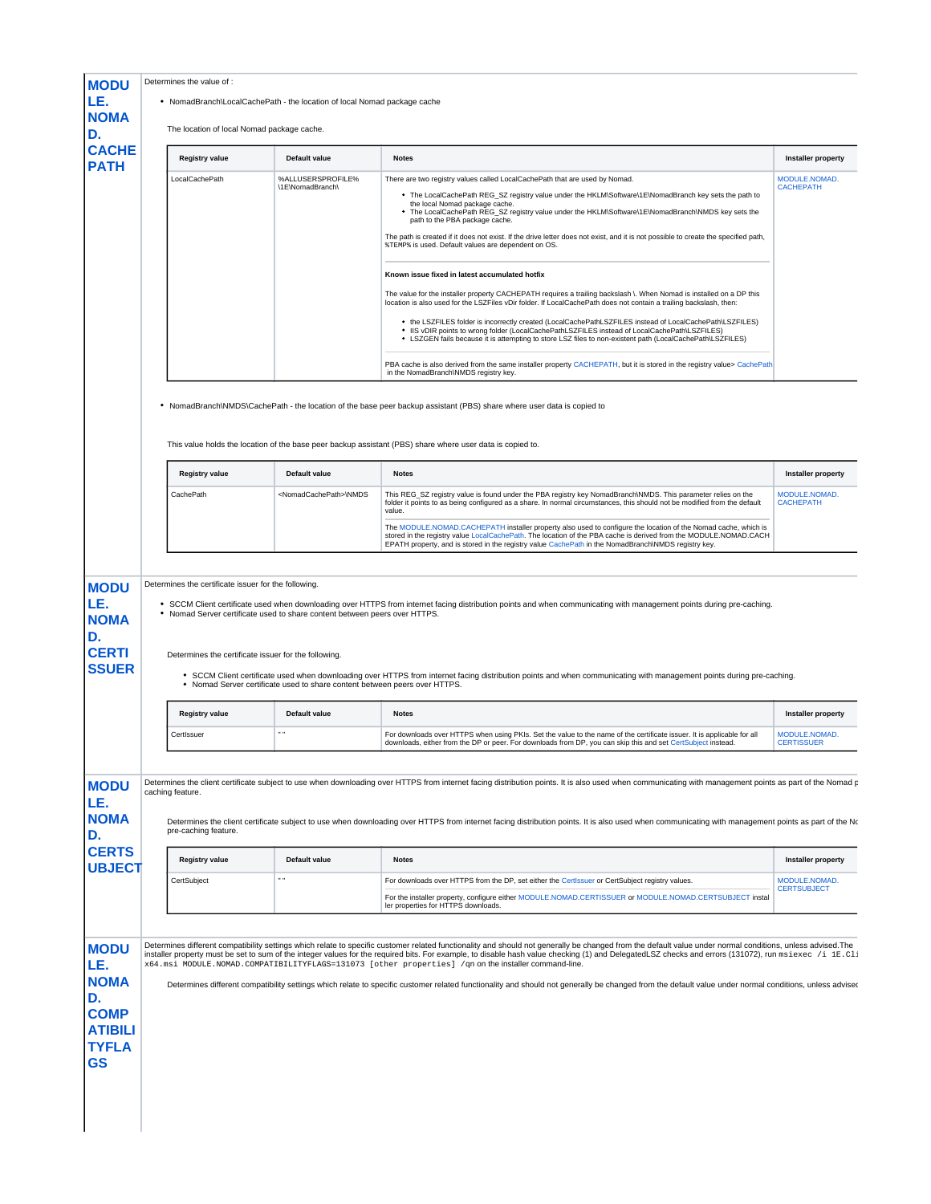## MODULE.NOMAD.CACHEPATH

Determines the value of :

- NomadBranch\LocalCachePath - the location of local Nomad package cache

The location of local Nomad package cache.

| Registry value | Default value | Notes | Installer property |
|---|---|---|---|
| LocalCachePath | %ALLUSERSPROFILE%\1E\NomadBranch\ | There are two registry values called LocalCachePath that are used by Nomad.<br>• The LocalCachePath REG_SZ registry value under the HKLM\Software\1E\NomadBranch key sets the path to the local Nomad package cache.<br>• The LocalCachePath REG_SZ registry value under the HKLM\Software\1E\NomadBranch\NMDS key sets the path to the PBA package cache.<br>The path is created if it does not exist. If the drive letter does not exist, and it is not possible to create the specified path, %TEMP% is used. Default values are dependent on OS.<br>**Known issue fixed in latest accumulated hotfix**<br>The value for the installer property CACHEPATH requires a trailing backslash \. When Nomad is installed on a DP this location is also used for the LSZFiles vDir folder. If LocalCachePath does not contain a trailing backslash, then:<br>• the LSZFILES folder is incorrectly created (LocalCachePathLSZFILES instead of LocalCachePath\LSZFILES)<br>• IIS vDIR points to wrong folder (LocalCachePathLSZFILES instead of LocalCachePath\LSZFILES)<br>• LSZGEN fails because it is attempting to store LSZ files to non-existent path (LocalCachePath\LSZFILES)<br>PBA cache is also derived from the same installer property CACHEPATH, but it is stored in the registry value> CachePath in the NomadBranch\NMDS registry key. | MODULE.NOMAD.CACHEPATH |

- NomadBranch\NMDS\CachePath - the location of the base peer backup assistant (PBS) share where user data is copied to

This value holds the location of the base peer backup assistant (PBS) share where user data is copied to.

| Registry value | Default value | Notes | Installer property |
|---|---|---|---|
| CachePath | <NomadCachePath>\NMDS | This REG_SZ registry value is found under the PBA registry key NomadBranch\NMDS. This parameter relies on the folder it points to as being configured as a share. In normal circumstances, this should not be modified from the default value.<br>The MODULE.NOMAD.CACHEPATH installer property also used to configure the location of the Nomad cache, which is stored in the registry value LocalCachePath. The location of the PBA cache is derived from the MODULE.NOMAD.CACHEPATH property, and is stored in the registry value CachePath in the NomadBranch\NMDS registry key. | MODULE.NOMAD.CACHEPATH |

## MODULE.NOMAD.CERTISSUER

Determines the certificate issuer for the following.

- SCCM Client certificate used when downloading over HTTPS from internet facing distribution points and when communicating with management points during pre-caching.
- Nomad Server certificate used to share content between peers over HTTPS.

Determines the certificate issuer for the following.

- SCCM Client certificate used when downloading over HTTPS from internet facing distribution points and when communicating with management points during pre-caching.
- Nomad Server certificate used to share content between peers over HTTPS.

| Registry value | Default value | Notes | Installer property |
|---|---|---|---|
| CertIssuer | " " | For downloads over HTTPS when using PKIs. Set the value to the name of the certificate issuer. It is applicable for all downloads, either from the DP or peer. For downloads from DP, you can skip this and set CertSubject instead. | MODULE.NOMAD.CERTISSUER |

## MODULE.NOMAD.CERTSUBJECT

Determines the client certificate subject to use when downloading over HTTPS from internet facing distribution points. It is also used when communicating with management points as part of the Nomad pre-caching feature.

Determines the client certificate subject to use when downloading over HTTPS from internet facing distribution points. It is also used when communicating with management points as part of the Nomad pre-caching feature.

| Registry value | Default value | Notes | Installer property |
|---|---|---|---|
| CertSubject | " " | For downloads over HTTPS from the DP, set either the CertIssuer or CertSubject registry values.<br>For the installer property, configure either MODULE.NOMAD.CERTISSUER or MODULE.NOMAD.CERTSUBJECT installer properties for HTTPS downloads. | MODULE.NOMAD.CERTSUBJECT |

## MODULE.NOMAD.COMPATIBILITYFLAGS

Determines different compatibility settings which relate to specific customer related functionality and should not generally be changed from the default value under normal conditions, unless advised. The installer property must be set to sum of the integer values for the required bits. For example, to disable hash value checking (1) and DelegatedLSZ checks and errors (131072), run `msiexec /i 1E.Client-x64.msi MODULE.NOMAD.COMPATIBILITYFLAGS=131073 [other properties] /qn` on the installer command-line.

Determines different compatibility settings which relate to specific customer related functionality and should not generally be changed from the default value under normal conditions, unless advised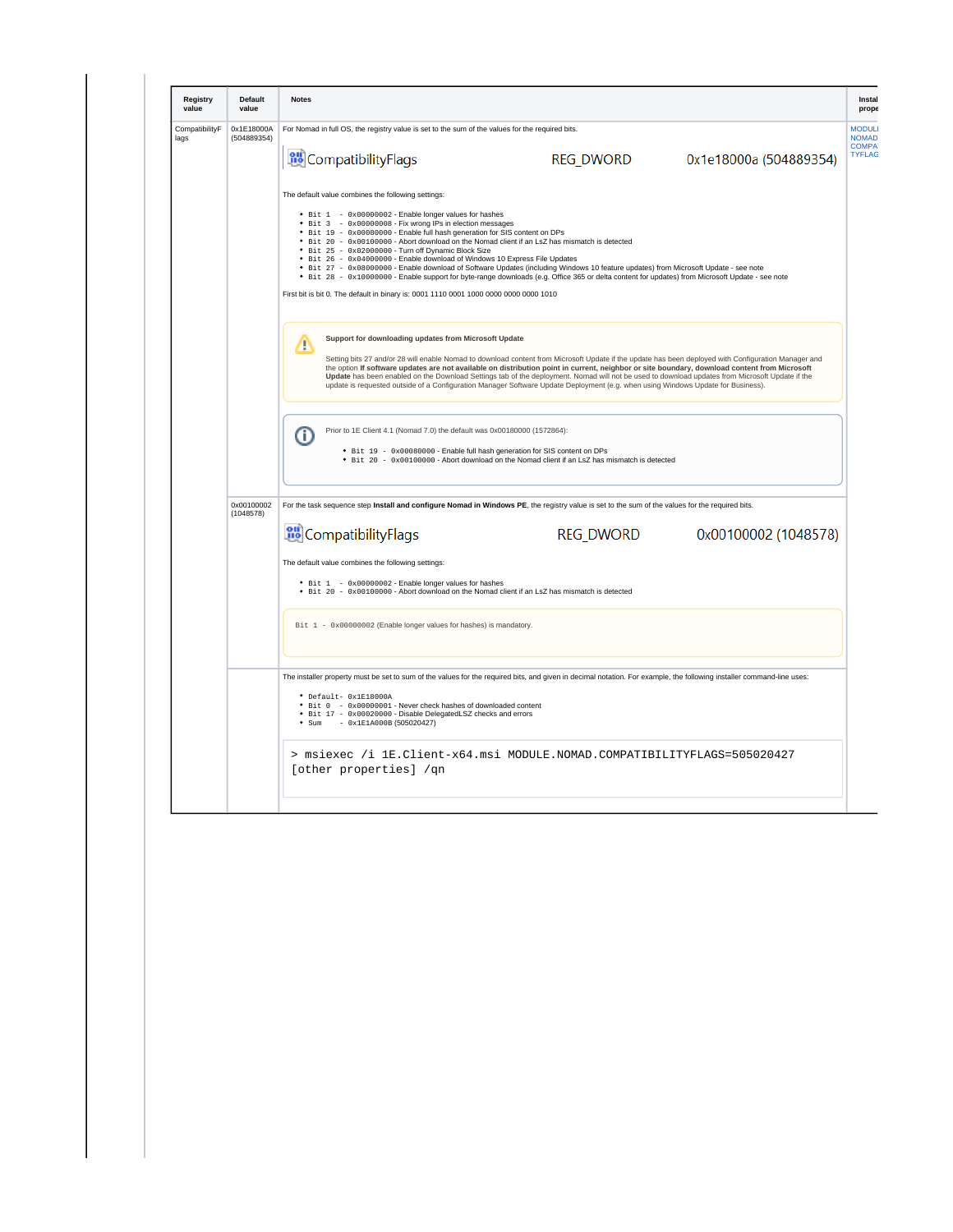| Registry value | Default value | Notes | Instal prope |
|---|---|---|---|
| CompatibilityFlags | 0x1E18000A (504889354) | For Nomad in full OS, the registry value is set to the sum of the values for the required bits.<br><br>CompatibilityFlags REG_DWORD 0x1e18000a (504889354)<br><br>The default value combines the following settings:<br><br>• `Bit 1  - 0x00000002` - Enable longer values for hashes<br>• `Bit 3  - 0x00000008` - Fix wrong IPs in election messages<br>• `Bit 19 - 0x00080000` - Enable full hash generation for SIS content on DPs<br>• `Bit 20 - 0x00100000` - Abort download on the Nomad client if an LsZ has mismatch is detected<br>• `Bit 25 - 0x02000000` - Turn off Dynamic Block Size<br>• `Bit 26 - 0x04000000` - Enable download of Windows 10 Express File Updates<br>• `Bit 27 - 0x08000000` - Enable download of Software Updates (including Windows 10 feature updates) from Microsoft Update - see note<br>• `Bit 28 - 0x10000000` - Enable support for byte-range downloads (e.g. Office 365 or delta content for updates) from Microsoft Update - see note<br><br>First bit is bit 0. The default in binary is: 0001 1110 0001 1000 0000 0000 0000 1010<br><br>**Support for downloading updates from Microsoft Update**<br><br>Setting bits 27 and/or 28 will enable Nomad to download content from Microsoft Update if the update has been deployed with Configuration Manager and the option **If software updates are not available on distribution point in current, neighbor or site boundary, download content from Microsoft Update** has been enabled on the Download Settings tab of the deployment. Nomad will not be used to download updates from Microsoft Update if the update is requested outside of a Configuration Manager Software Update Deployment (e.g. when using Windows Update for Business).<br><br>Prior to 1E Client 4.1 (Nomad 7.0) the default was 0x00180000 (1572864):<br><br>• `Bit 19 - 0x00080000` - Enable full hash generation for SIS content on DPs<br>• `Bit 20 - 0x00100000` - Abort download on the Nomad client if an LsZ has mismatch is detected | MODULE.NOMAD.COMPATIBILITYFLAGS |
| | 0x00100002 (1048578) | For the task sequence step **Install and configure Nomad in Windows PE**, the registry value is set to the sum of the values for the required bits.<br><br>CompatibilityFlags REG_DWORD 0x00100002 (1048578)<br><br>The default value combines the following settings:<br><br>• `Bit 1  - 0x00000002` - Enable longer values for hashes<br>• `Bit 20 - 0x00100000` - Abort download on the Nomad client if an LsZ has mismatch is detected<br><br>`Bit 1 - 0x00000002` (Enable longer values for hashes) is mandatory. | |
| | | The installer property must be set to sum of the values for the required bits, and given in decimal notation. For example, the following installer command-line uses:<br><br>• `Default- 0x1E18000A`<br>• `Bit 0  - 0x00000001` - Never check hashes of downloaded content<br>• `Bit 17 - 0x00020000` - Disable DelegatedLSZ checks and errors<br>• `Sum    - 0x1E1A000B` (505020427)<br><br>`> msiexec /i 1E.Client-x64.msi MODULE.NOMAD.COMPATIBILITYFLAGS=505020427 [other properties] /qn` | |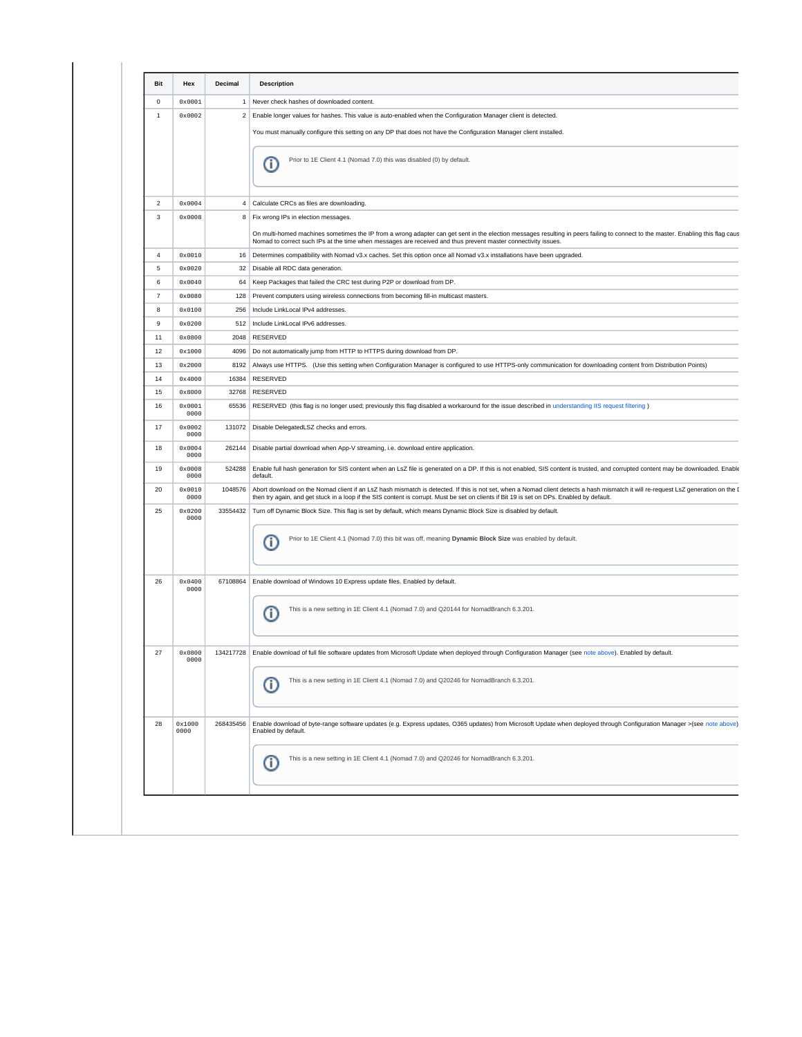| Bit | Hex | Decimal | Description |
|---|---|---|---|
| 0 | 0x0001 | 1 | Never check hashes of downloaded content. |
| 1 | 0x0002 | 2 | Enable longer values for hashes. This value is auto-enabled when the Configuration Manager client is detected.<br><br>You must manually configure this setting on any DP that does not have the Configuration Manager client installed.<br><br>Prior to 1E Client 4.1 (Nomad 7.0) this was disabled (0) by default. |
| 2 | 0x0004 | 4 | Calculate CRCs as files are downloading. |
| 3 | 0x0008 | 8 | Fix wrong IPs in election messages.<br><br>On multi-homed machines sometimes the IP from a wrong adapter can get sent in the election messages resulting in peers failing to connect to the master. Enabling this flag caus Nomad to correct such IPs at the time when messages are received and thus prevent master connectivity issues. |
| 4 | 0x0010 | 16 | Determines compatibility with Nomad v3.x caches. Set this option once all Nomad v3.x installations have been upgraded. |
| 5 | 0x0020 | 32 | Disable all RDC data generation. |
| 6 | 0x0040 | 64 | Keep Packages that failed the CRC test during P2P or download from DP. |
| 7 | 0x0080 | 128 | Prevent computers using wireless connections from becoming fill-in multicast masters. |
| 8 | 0x0100 | 256 | Include LinkLocal IPv4 addresses. |
| 9 | 0x0200 | 512 | Include LinkLocal IPv6 addresses. |
| 11 | 0x0800 | 2048 | RESERVED |
| 12 | 0x1000 | 4096 | Do not automatically jump from HTTP to HTTPS during download from DP. |
| 13 | 0x2000 | 8192 | Always use HTTPS. (Use this setting when Configuration Manager is configured to use HTTPS-only communication for downloading content from Distribution Points) |
| 14 | 0x4000 | 16384 | RESERVED |
| 15 | 0x8000 | 32768 | RESERVED |
| 16 | 0x0001 0000 | 65536 | RESERVED (this flag is no longer used; previously this flag disabled a workaround for the issue described in understanding IIS request filtering ) |
| 17 | 0x0002 0000 | 131072 | Disable DelegatedLSZ checks and errors. |
| 18 | 0x0004 0000 | 262144 | Disable partial download when App-V streaming, i.e. download entire application. |
| 19 | 0x0008 0000 | 524288 | Enable full hash generation for SIS content when an LsZ file is generated on a DP. If this is not enabled, SIS content is trusted, and corrupted content may be downloaded. Enable default. |
| 20 | 0x0010 0000 | 1048576 | Abort download on the Nomad client if an LsZ hash mismatch is detected. If this is not set, when a Nomad client detects a hash mismatch it will re-request LsZ generation on the I then try again, and get stuck in a loop if the SIS content is corrupt. Must be set on clients if Bit 19 is set on DPs. Enabled by default. |
| 25 | 0x0200 0000 | 33554432 | Turn off Dynamic Block Size. This flag is set by default, which means Dynamic Block Size is disabled by default.<br><br>Prior to 1E Client 4.1 (Nomad 7.0) this bit was off, meaning **Dynamic Block Size** was enabled by default. |
| 26 | 0x0400 0000 | 67108864 | Enable download of Windows 10 Express update files. Enabled by default.<br><br>This is a new setting in 1E Client 4.1 (Nomad 7.0) and Q20144 for NomadBranch 6.3.201. |
| 27 | 0x0800 0000 | 134217728 | Enable download of full file software updates from Microsoft Update when deployed through Configuration Manager (see note above). Enabled by default.<br><br>This is a new setting in 1E Client 4.1 (Nomad 7.0) and Q20246 for NomadBranch 6.3.201. |
| 28 | 0x1000 0000 | 268435456 | Enable download of byte-range software updates (e.g. Express updates, O365 updates) from Microsoft Update when deployed through Configuration Manager >(see note above) Enabled by default.<br><br>This is a new setting in 1E Client 4.1 (Nomad 7.0) and Q20246 for NomadBranch 6.3.201. |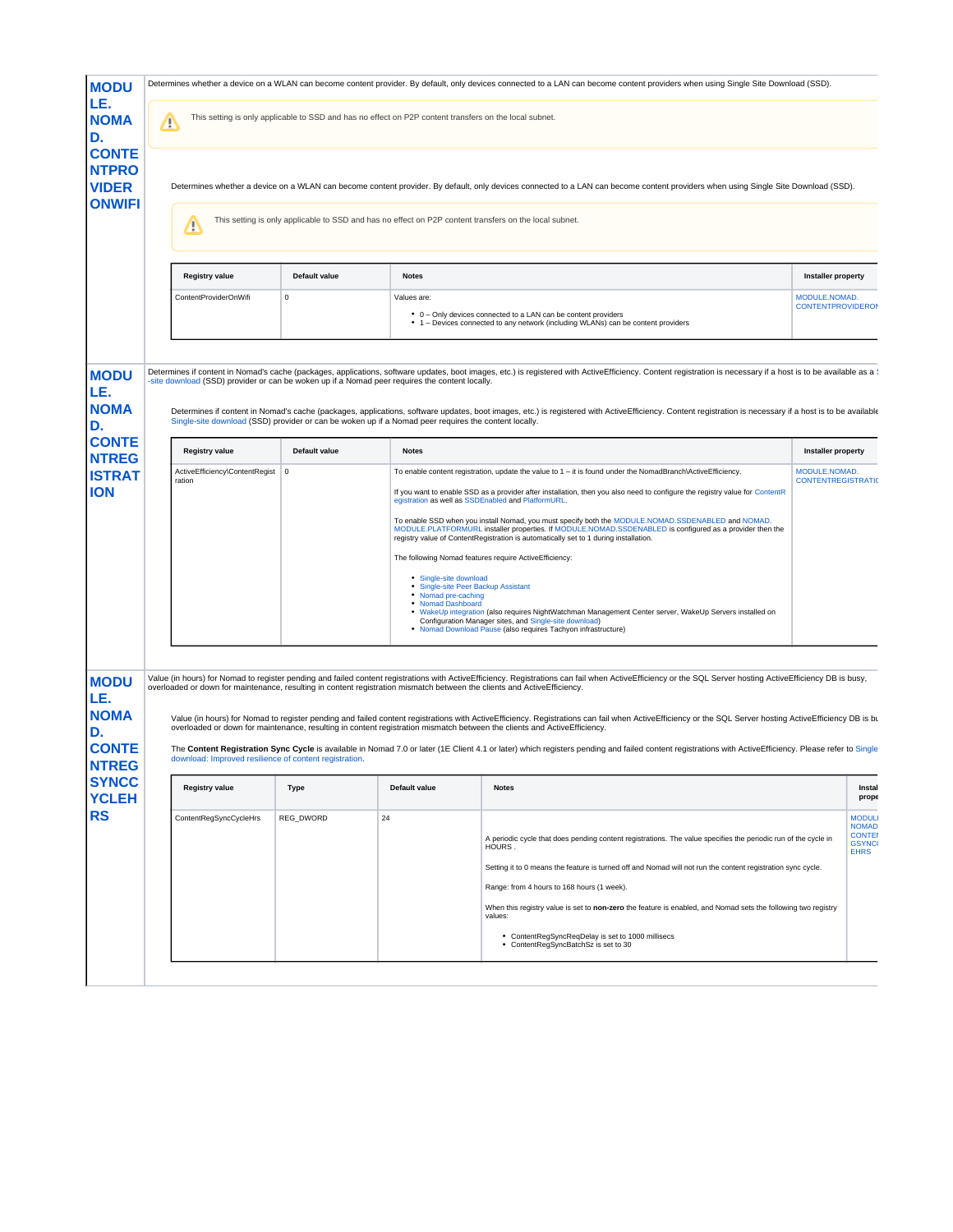## MODULE.NOMAD.CONTENTPROVIDERONWIFI

Determines whether a device on a WLAN can become content provider. By default, only devices connected to a LAN can become content providers when using Single Site Download (SSD).

> ⚠ This setting is only applicable to SSD and has no effect on P2P content transfers on the local subnet.

Determines whether a device on a WLAN can become content provider. By default, only devices connected to a LAN can become content providers when using Single Site Download (SSD).

> ⚠ This setting is only applicable to SSD and has no effect on P2P content transfers on the local subnet.

| Registry value | Default value | Notes | Installer property |
|---|---|---|---|
| ContentProviderOnWifi | 0 | Values are:<br>• 0 – Only devices connected to a LAN can be content providers<br>• 1 – Devices connected to any network (including WLANs) can be content providers | MODULE.NOMAD.CONTENTPROVIDERON |

## MODULE.NOMAD.CONTENTREGISTRATION

Determines if content in Nomad's cache (packages, applications, software updates, boot images, etc.) is registered with ActiveEfficiency. Content registration is necessary if a host is to be available as a S-site download (SSD) provider or can be woken up if a Nomad peer requires the content locally.

Determines if content in Nomad's cache (packages, applications, software updates, boot images, etc.) is registered with ActiveEfficiency. Content registration is necessary if a host is to be available Single-site download (SSD) provider or can be woken up if a Nomad peer requires the content locally.

| Registry value | Default value | Notes | Installer property |
|---|---|---|---|
| ActiveEfficiency\ContentRegistration | 0 | To enable content registration, update the value to 1 – it is found under the NomadBranch\ActiveEfficiency.<br><br>If you want to enable SSD as a provider after installation, then you also need to configure the registry value for ContentRegistration as well as SSDEnabled and PlatformURL.<br><br>To enable SSD when you install Nomad, you must specify both the MODULE.NOMAD.SSDENABLED and NOMAD.MODULE.PLATFORMURL installer properties. If MODULE.NOMAD.SSDENABLED is configured as a provider then the registry value of ContentRegistration is automatically set to 1 during installation.<br><br>The following Nomad features require ActiveEfficiency:<br>• Single-site download<br>• Single-site Peer Backup Assistant<br>• Nomad pre-caching<br>• Nomad Dashboard<br>• WakeUp integration (also requires NightWatchman Management Center server, WakeUp Servers installed on Configuration Manager sites, and Single-site download)<br>• Nomad Download Pause (also requires Tachyon infrastructure) | MODULE.NOMAD.CONTENTREGISTRATIO |

## MODULE.NOMAD.CONTENTREGSYNCCYCLEHRS

Value (in hours) for Nomad to register pending and failed content registrations with ActiveEfficiency. Registrations can fail when ActiveEfficiency or the SQL Server hosting ActiveEfficiency DB is busy, overloaded or down for maintenance, resulting in content registration mismatch between the clients and ActiveEfficiency.

Value (in hours) for Nomad to register pending and failed content registrations with ActiveEfficiency. Registrations can fail when ActiveEfficiency or the SQL Server hosting ActiveEfficiency DB is bu overloaded or down for maintenance, resulting in content registration mismatch between the clients and ActiveEfficiency.

The **Content Registration Sync Cycle** is available in Nomad 7.0 or later (1E Client 4.1 or later) which registers pending and failed content registrations with ActiveEfficiency. Please refer to Single download: Improved resilience of content registration.

| Registry value | Type | Default value | Notes | Installer property |
|---|---|---|---|---|
| ContentRegSyncCycleHrs | REG_DWORD | 24 | A periodic cycle that does pending content registrations. The value specifies the periodic run of the cycle in HOURS .<br><br>Setting it to 0 means the feature is turned off and Nomad will not run the content registration sync cycle.<br><br>Range: from 4 hours to 168 hours (1 week).<br><br>When this registry value is set to **non-zero** the feature is enabled, and Nomad sets the following two registry values:<br>• ContentRegSyncReqDelay is set to 1000 millisecs<br>• ContentRegSyncBatchSz is set to 30 | MODULE.NOMAD.CONTENTREGSYNCCYCLEHRS |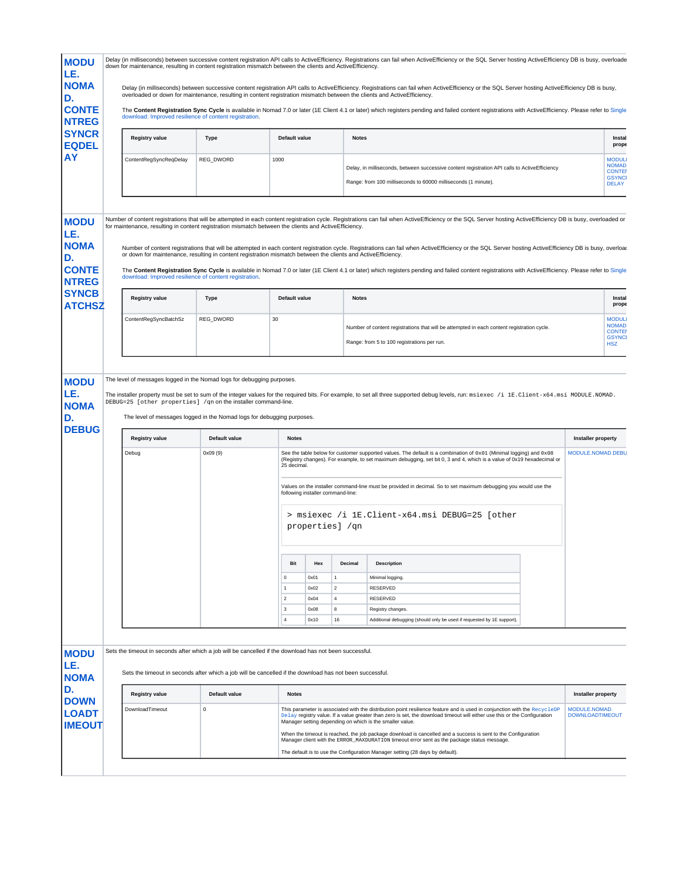## MODULE.NOMAD.CONTENTREGSYNCREQDELAY

Delay (in milliseconds) between successive content registration API calls to ActiveEfficiency. Registrations can fail when ActiveEfficiency or the SQL Server hosting ActiveEfficiency DB is busy, overloade down for maintenance, resulting in content registration mismatch between the clients and ActiveEfficiency.

Delay (in milliseconds) between successive content registration API calls to ActiveEfficiency. Registrations can fail when ActiveEfficiency or the SQL Server hosting ActiveEfficiency DB is busy, overloaded or down for maintenance, resulting in content registration mismatch between the clients and ActiveEfficiency.

The **Content Registration Sync Cycle** is available in Nomad 7.0 or later (1E Client 4.1 or later) which registers pending and failed content registrations with ActiveEfficiency. Please refer to Single download: Improved resilience of content registration.

| Registry value | Type | Default value | Notes | Instal prope |
|---|---|---|---|---|
| ContentRegSyncReqDelay | REG_DWORD | 1000 | Delay, in milliseconds, between successive content registration API calls to ActiveEfficiency<br><br>Range: from 100 milliseconds to 60000 milliseconds (1 minute). | MODULE.NOMAD.CONTENTREGSYNCREQDELAY |

## MODULE.NOMAD.CONTENTREGSYNCBATCHSZ

Number of content registrations that will be attempted in each content registration cycle. Registrations can fail when ActiveEfficiency or the SQL Server hosting ActiveEfficiency DB is busy, overloaded or for maintenance, resulting in content registration mismatch between the clients and ActiveEfficiency.

Number of content registrations that will be attempted in each content registration cycle. Registrations can fail when ActiveEfficiency or the SQL Server hosting ActiveEfficiency DB is busy, overload or down for maintenance, resulting in content registration mismatch between the clients and ActiveEfficiency.

The **Content Registration Sync Cycle** is available in Nomad 7.0 or later (1E Client 4.1 or later) which registers pending and failed content registrations with ActiveEfficiency. Please refer to Single download: Improved resilience of content registration.

| Registry value | Type | Default value | Notes | Instal prope |
|---|---|---|---|---|
| ContentRegSyncBatchSz | REG_DWORD | 30 | Number of content registrations that will be attempted in each content registration cycle.<br><br>Range: from 5 to 100 registrations per run. | MODULE.NOMAD.CONTENTREGSYNCBATCHSZ |

## MODULE.NOMAD.DEBUG

The level of messages logged in the Nomad logs for debugging purposes.

The installer property must be set to sum of the integer values for the required bits. For example, to set all three supported debug levels, run: `msiexec /i 1E.Client-x64.msi MODULE.NOMAD.DEBUG=25 [other properties] /qn` on the installer command-line.

The level of messages logged in the Nomad logs for debugging purposes.

| Registry value | Default value | Notes | Installer property |
|---|---|---|---|
| Debug | 0x09 (9) | See the table below for customer supported values. The default is a combination of `0x01` (Minimal logging) and `0x08` (Registry changes). For example, to set maximum debugging, set bit 0, 3 and 4, which is a value of 0x19 hexadecimal or 25 decimal.<br><br>Values on the installer command-line must be provided in decimal. So to set maximum debugging you would use the following installer command-line:<br><br>`> msiexec /i 1E.Client-x64.msi DEBUG=25 [other properties] /qn` | MODULE.NOMAD.DEBUG |

| Bit | Hex | Decimal | Description |
|---|---|---|---|
| 0 | 0x01 | 1 | Minimal logging. |
| 1 | 0x02 | 2 | RESERVED |
| 2 | 0x04 | 4 | RESERVED |
| 3 | 0x08 | 8 | Registry changes. |
| 4 | 0x10 | 16 | Additional debugging (should only be used if requested by 1E support). |

## MODULE.NOMAD.DOWNLOADTIMEOUT

Sets the timeout in seconds after which a job will be cancelled if the download has not been successful.

Sets the timeout in seconds after which a job will be cancelled if the download has not been successful.

| Registry value | Default value | Notes | Installer property |
|---|---|---|---|
| DownloadTimeout | 0 | This parameter is associated with the distribution point resilience feature and is used in conjunction with the `RecycleDPDelay` registry value. If a value greater than zero is set, the download timeout will either use this or the Configuration Manager setting depending on which is the smaller value.<br><br>When the timeout is reached, the job package download is cancelled and a success is sent to the Configuration Manager client with the `ERROR_MAXDURATION` timeout error sent as the package status message.<br><br>The default is to use the Configuration Manager setting (28 days by default). | MODULE.NOMAD.DOWNLOADTIMEOUT |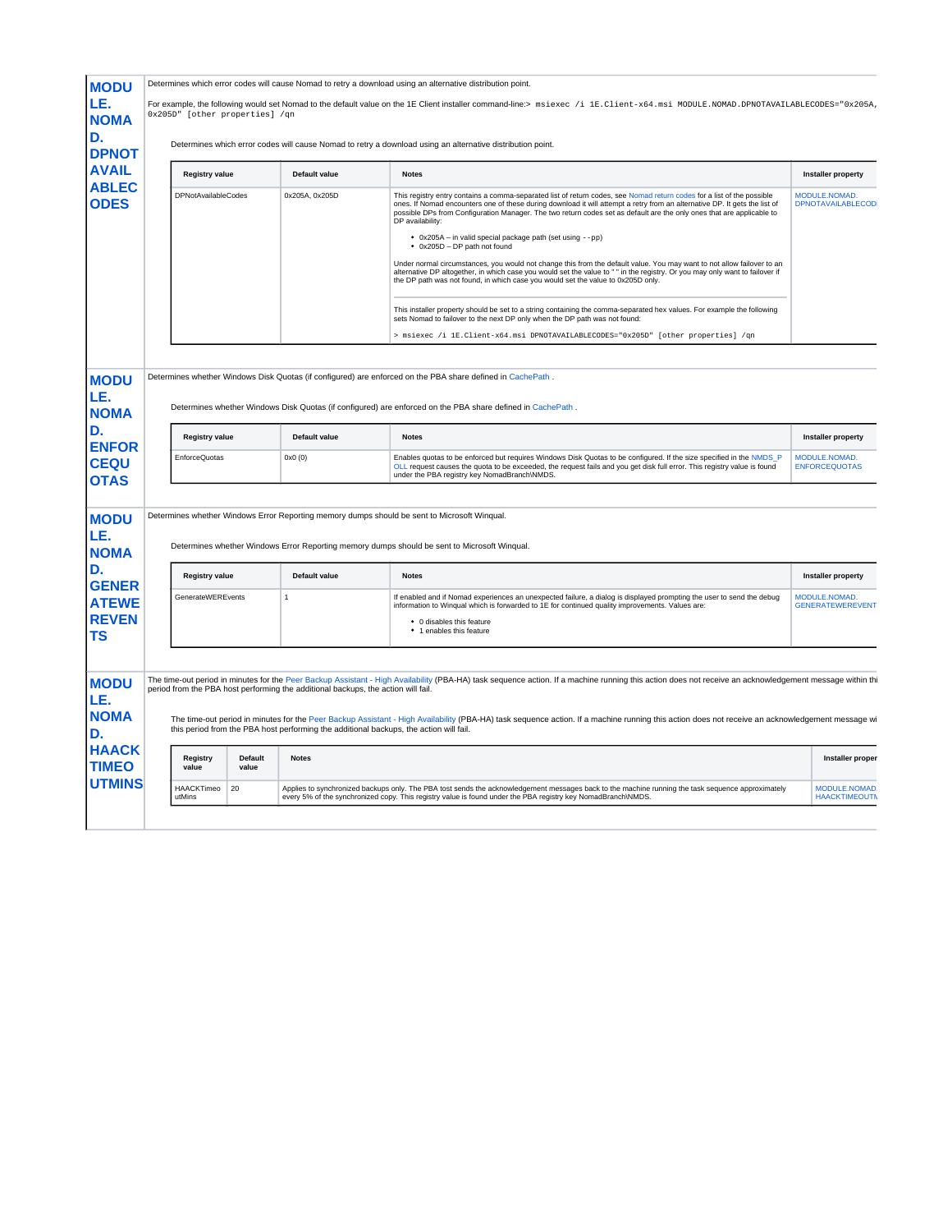## MODULE.NOMAD.DPNOTAVAILABLECODES

Determines which error codes will cause Nomad to retry a download using an alternative distribution point.

For example, the following would set Nomad to the default value on the 1E Client installer command-line:> `msiexec /i 1E.Client-x64.msi MODULE.NOMAD.DPNOTAVAILABLECODES="0x205A, 0x205D" [other properties] /qn`

Determines which error codes will cause Nomad to retry a download using an alternative distribution point.

| Registry value | Default value | Notes | Installer property |
|---|---|---|---|
| DPNotAvailableCodes | 0x205A, 0x205D | This registry entry contains a comma-separated list of return codes, see Nomad return codes for a list of the possible ones. If Nomad encounters one of these during download it will attempt a retry from an alternative DP. It gets the list of possible DPs from Configuration Manager. The two return codes set as default are the only ones that are applicable to DP availability:<br>• 0x205A – in valid special package path (set using `--pp`)<br>• 0x205D – DP path not found<br><br>Under normal circumstances, you would not change this from the default value. You may want to not allow failover to an alternative DP altogether, in which case you would set the value to " " in the registry. Or you may only want to failover if the DP path was not found, in which case you would set the value to 0x205D only.<br><br>This installer property should be set to a string containing the comma-separated hex values. For example the following sets Nomad to failover to the next DP only when the DP path was not found:<br>`> msiexec /i 1E.Client-x64.msi DPNOTAVAILABLECODES="0x205D" [other properties] /qn` | MODULE.NOMAD.DPNOTAVAILABLECOD |

## MODULE.NOMAD.ENFORCEQUOTAS

Determines whether Windows Disk Quotas (if configured) are enforced on the PBA share defined in CachePath .

Determines whether Windows Disk Quotas (if configured) are enforced on the PBA share defined in CachePath .

| Registry value | Default value | Notes | Installer property |
|---|---|---|---|
| EnforceQuotas | 0x0 (0) | Enables quotas to be enforced but requires Windows Disk Quotas to be configured. If the size specified in the NMDS_POLL request causes the quota to be exceeded, the request fails and you get disk full error. This registry value is found under the PBA registry key NomadBranch\NMDS. | MODULE.NOMAD.ENFORCEQUOTAS |

## MODULE.NOMAD.GENERATEWEREVENTS

Determines whether Windows Error Reporting memory dumps should be sent to Microsoft Winqual.

Determines whether Windows Error Reporting memory dumps should be sent to Microsoft Winqual.

| Registry value | Default value | Notes | Installer property |
|---|---|---|---|
| GenerateWEREvents | 1 | If enabled and if Nomad experiences an unexpected failure, a dialog is displayed prompting the user to send the debug information to Winqual which is forwarded to 1E for continued quality improvements. Values are:<br>• 0 disables this feature<br>• 1 enables this feature | MODULE.NOMAD.GENERATEWEREVENT |

## MODULE.NOMAD.HAACKTIMEOUTMINS

The time-out period in minutes for the Peer Backup Assistant - High Availability (PBA-HA) task sequence action. If a machine running this action does not receive an acknowledgement message within thi period from the PBA host performing the additional backups, the action will fail.

The time-out period in minutes for the Peer Backup Assistant - High Availability (PBA-HA) task sequence action. If a machine running this action does not receive an acknowledgement message wi this period from the PBA host performing the additional backups, the action will fail.

| Registry value | Default value | Notes | Installer proper |
|---|---|---|---|
| HAACKTimeoutMins | 20 | Applies to synchronized backups only. The PBA tost sends the acknowledgement messages back to the machine running the task sequence approximately every 5% of the synchronized copy. This registry value is found under the PBA registry key NomadBranch\NMDS. | MODULE.NOMAD.HAACKTIMEOUTM |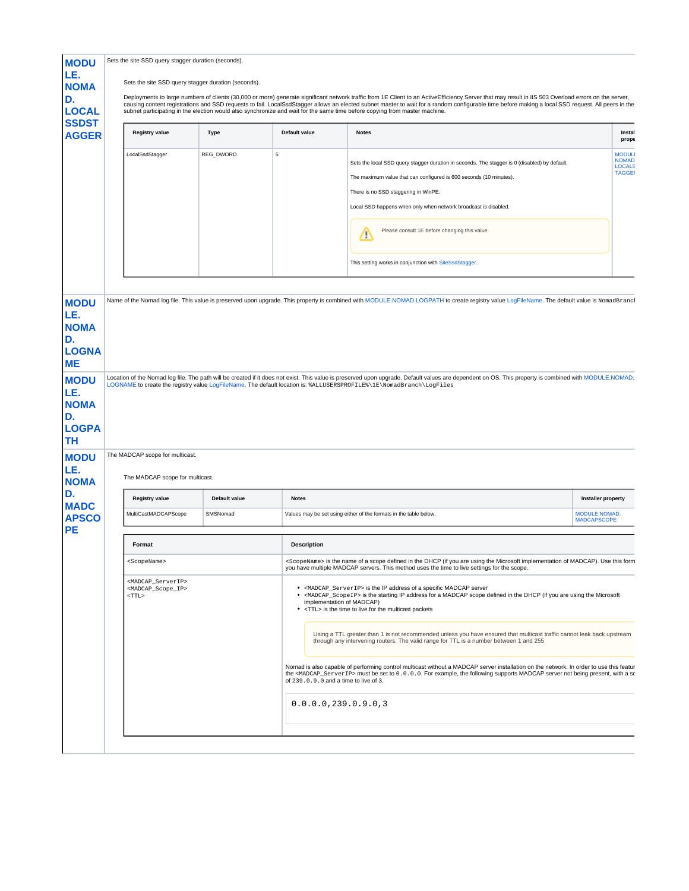## MODULE.NOMAD.LOCALSSDSTAGGER

Sets the site SSD query stagger duration (seconds).

Sets the site SSD query stagger duration (seconds).

Deployments to large numbers of clients (30,000 or more) generate significant network traffic from 1E Client to an ActiveEfficiency Server that may result in IIS 503 Overload errors on the server, causing content registrations and SSD requests to fail. LocalSsdStagger allows an elected subnet master to wait for a random configurable time before making a local SSD request. All peers in the subnet participating in the election would also synchronize and wait for the same time before copying from master machine.

| Registry value | Type | Default value | Notes | Installer property |
|---|---|---|---|---|
| LocalSsdStagger | REG_DWORD | 5 | Sets the local SSD query stagger duration in seconds. The stagger is 0 (disabled) by default.<br><br>The maximum value that can configured is 600 seconds (10 minutes).<br><br>There is no SSD staggering in WinPE.<br><br>Local SSD happens when only when network broadcast is disabled.<br><br>Please consult 1E before changing this value.<br><br>This setting works in conjunction with SiteSsdStagger. | MODULE.NOMAD.LOCALSSDSTAGGER |

## MODULE.NOMAD.LOGNAME

Name of the Nomad log file. This value is preserved upon upgrade. This property is combined with MODULE.NOMAD.LOGPATH to create registry value LogFileName. The default value is NomadBranch

## MODULE.NOMAD.LOGPATH

Location of the Nomad log file. The path will be created if it does not exist. This value is preserved upon upgrade. Default values are dependent on OS. This property is combined with MODULE.NOMAD.LOGNAME to create the registry value LogFileName. The default location is: `%ALLUSERSPROFILE%\1E\NomadBranch\LogFiles`

## MODULE.NOMAD.MADCAPSCOPE

The MADCAP scope for multicast.

The MADCAP scope for multicast.

| Registry value | Default value | Notes | Installer property |
|---|---|---|---|
| MultiCastMADCAPScope | SMSNomad | Values may be set using either of the formats in the table below. | MODULE.NOMAD.MADCAPSCOPE |

| Format | Description |
|---|---|
| `<ScopeName>` | `<ScopeName>` is the name of a scope defined in the DHCP (if you are using the Microsoft implementation of MADCAP). Use this form you have multiple MADCAP servers. This method uses the time to live settings for the scope. |
| `<MADCAP_ServerIP>` `<MADCAP_Scope_IP>` `<TTL>` | • `<MADCAP_ServerIP>` is the IP address of a specific MADCAP server<br>• `<MADCAP_ScopeIP>` is the starting IP address for a MADCAP scope defined in the DHCP (if you are using the Microsoft implementation of MADCAP)<br>• `<TTL>` is the time to live for the multicast packets<br><br>Using a TTL greater than 1 is not recommended unless you have ensured that multicast traffic cannot leak back upstream through any intervening routers. The valid range for TTL is a number between 1 and 255<br><br>Nomad is also capable of performing control multicast without a MADCAP server installation on the network. In order to use this featur the `<MADCAP_ServerIP>` must be set to `0.0.0.0`. For example, the following supports MADCAP server not being present, with a sc of `239.0.9.0` and a time to live of 3.<br><br>`0.0.0.0,239.0.9.0,3` |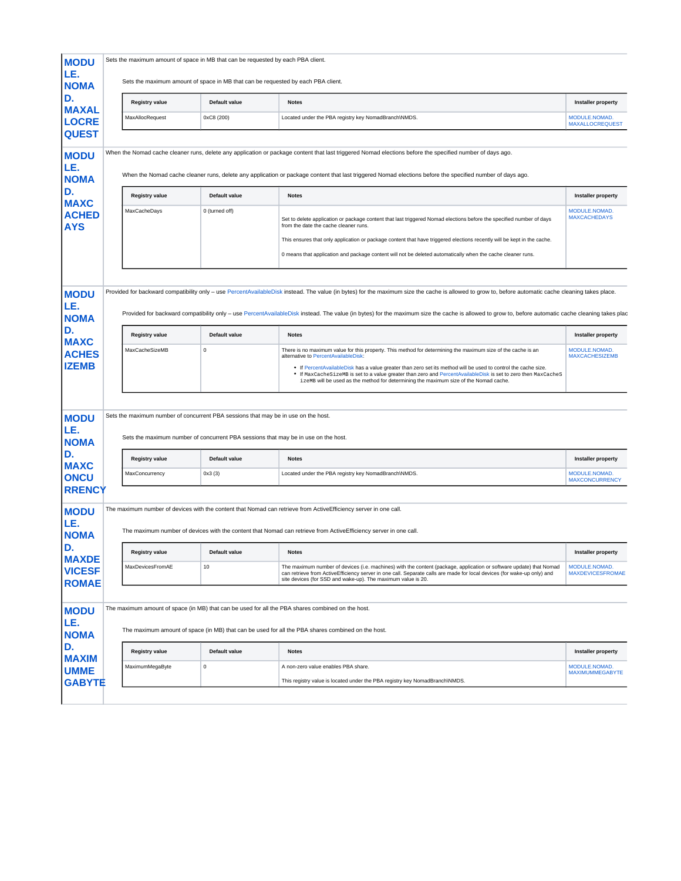## MODULE.NOMAD.MAXALLOCREQUEST

Sets the maximum amount of space in MB that can be requested by each PBA client.

Sets the maximum amount of space in MB that can be requested by each PBA client.

| Registry value | Default value | Notes | Installer property |
|---|---|---|---|
| MaxAllocRequest | 0xC8 (200) | Located under the PBA registry key NomadBranch\NMDS. | MODULE.NOMAD.MAXALLOCREQUEST |

## MODULE.NOMAD.MAXCACHEDAYS

When the Nomad cache cleaner runs, delete any application or package content that last triggered Nomad elections before the specified number of days ago.

When the Nomad cache cleaner runs, delete any application or package content that last triggered Nomad elections before the specified number of days ago.

| Registry value | Default value | Notes | Installer property |
|---|---|---|---|
| MaxCacheDays | 0 (turned off) | Set to delete application or package content that last triggered Nomad elections before the specified number of days from the date the cache cleaner runs.<br><br>This ensures that only application or package content that have triggered elections recently will be kept in the cache.<br><br>0 means that application and package content will not be deleted automatically when the cache cleaner runs. | MODULE.NOMAD.MAXCACHEDAYS |

## MODULE.NOMAD.MAXCACHESIZEMB

Provided for backward compatibility only – use PercentAvailableDisk instead. The value (in bytes) for the maximum size the cache is allowed to grow to, before automatic cache cleaning takes place.

Provided for backward compatibility only – use PercentAvailableDisk instead. The value (in bytes) for the maximum size the cache is allowed to grow to, before automatic cache cleaning takes plac

| Registry value | Default value | Notes | Installer property |
|---|---|---|---|
| MaxCacheSizeMB | 0 | There is no maximum value for this property. This method for determining the maximum size of the cache is an alternative to PercentAvailableDisk:<br>• If PercentAvailableDisk has a value greater than zero set its method will be used to control the cache size.<br>• If `MaxCacheSizeMB` is set to a value greater than zero and PercentAvailableDisk is set to zero then `MaxCacheSizeMB` will be used as the method for determining the maximum size of the Nomad cache. | MODULE.NOMAD.MAXCACHESIZEMB |

## MODULE.NOMAD.MAXCONCURRENCY

Sets the maximum number of concurrent PBA sessions that may be in use on the host.

Sets the maximum number of concurrent PBA sessions that may be in use on the host.

| Registry value | Default value | Notes | Installer property |
|---|---|---|---|
| MaxConcurrency | 0x3 (3) | Located under the PBA registry key NomadBranch\NMDS. | MODULE.NOMAD.MAXCONCURRENCY |

## MODULE.NOMAD.MAXDEVICESFROMAE

The maximum number of devices with the content that Nomad can retrieve from ActiveEfficiency server in one call.

The maximum number of devices with the content that Nomad can retrieve from ActiveEfficiency server in one call.

| Registry value | Default value | Notes | Installer property |
|---|---|---|---|
| MaxDevicesFromAE | 10 | The maximum number of devices (i.e. machines) with the content (package, application or software update) that Nomad can retrieve from ActiveEfficiency server in one call. Separate calls are made for local devices (for wake-up only) and site devices (for SSD and wake-up). The maximum value is 20. | MODULE.NOMAD.MAXDEVICESFROMAE |

## MODULE.NOMAD.MAXIMUMMEGABYTE

The maximum amount of space (in MB) that can be used for all the PBA shares combined on the host.

The maximum amount of space (in MB) that can be used for all the PBA shares combined on the host.

| Registry value | Default value | Notes | Installer property |
|---|---|---|---|
| MaximumMegaByte | 0 | A non-zero value enables PBA share.<br><br>This registry value is located under the PBA registry key NomadBranch\NMDS. | MODULE.NOMAD.MAXIMUMMEGABYTE |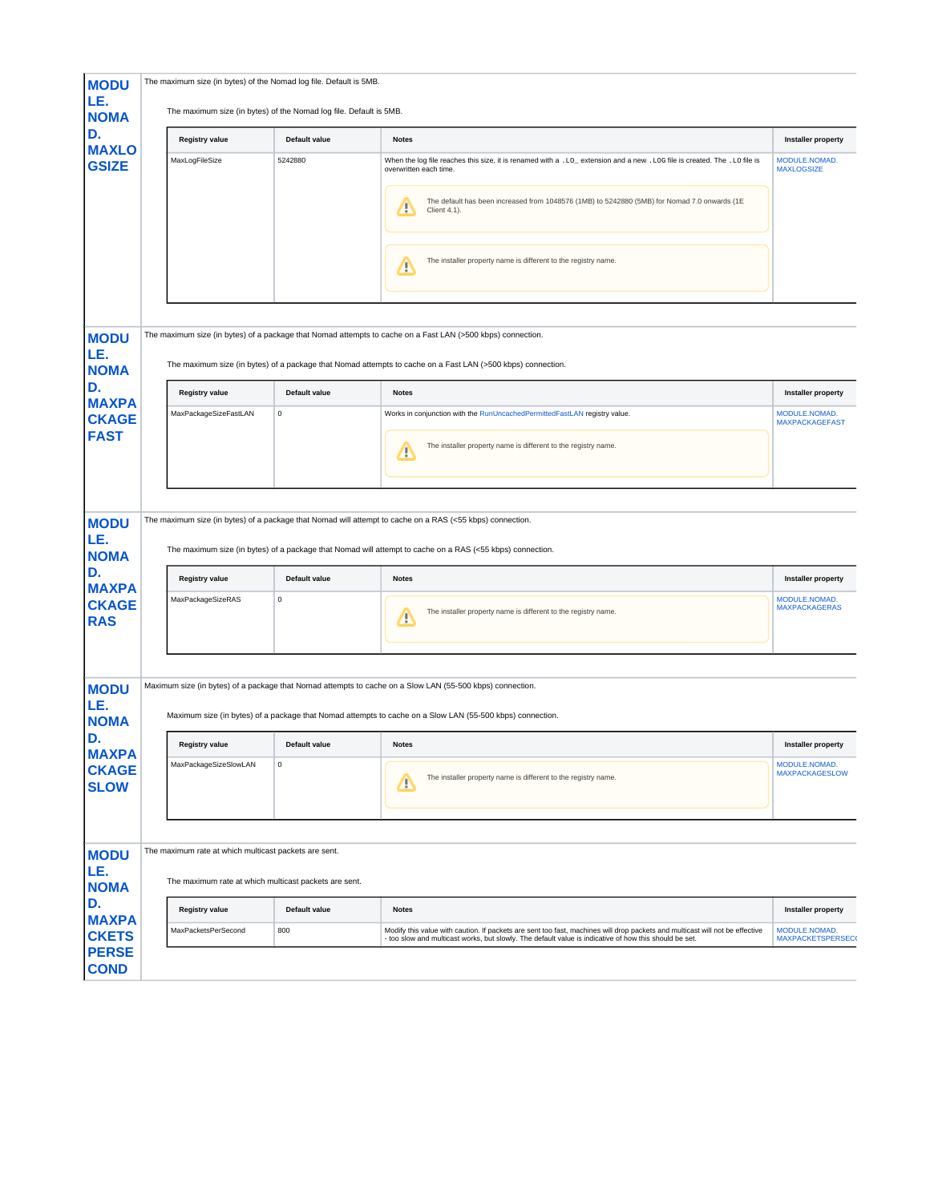## MODULE.NOMAD.MAXLOGSIZE

The maximum size (in bytes) of the Nomad log file. Default is 5MB.

The maximum size (in bytes) of the Nomad log file. Default is 5MB.

| Registry value | Default value | Notes | Installer property |
|---|---|---|---|
| MaxLogFileSize | 5242880 | When the log file reaches this size, it is renamed with a `.LO_` extension and a new `.LOG` file is created. The `.LO` file is overwritten each time.<br><br>⚠ The default has been increased from 1048576 (1MB) to 5242880 (5MB) for Nomad 7.0 onwards (1E Client 4.1).<br><br>⚠ The installer property name is different to the registry name. | MODULE.NOMAD.MAXLOGSIZE |

## MODULE.NOMAD.MAXPACKAGEFAST

The maximum size (in bytes) of a package that Nomad attempts to cache on a Fast LAN (>500 kbps) connection.

The maximum size (in bytes) of a package that Nomad attempts to cache on a Fast LAN (>500 kbps) connection.

| Registry value | Default value | Notes | Installer property |
|---|---|---|---|
| MaxPackageSizeFastLAN | 0 | Works in conjunction with the RunUncachedPermittedFastLAN registry value.<br><br>⚠ The installer property name is different to the registry name. | MODULE.NOMAD.MAXPACKAGEFAST |

## MODULE.NOMAD.MAXPACKAGERAS

The maximum size (in bytes) of a package that Nomad will attempt to cache on a RAS (<55 kbps) connection.

The maximum size (in bytes) of a package that Nomad will attempt to cache on a RAS (<55 kbps) connection.

| Registry value | Default value | Notes | Installer property |
|---|---|---|---|
| MaxPackageSizeRAS | 0 | ⚠ The installer property name is different to the registry name. | MODULE.NOMAD.MAXPACKAGERAS |

## MODULE.NOMAD.MAXPACKAGESLOW

Maximum size (in bytes) of a package that Nomad attempts to cache on a Slow LAN (55-500 kbps) connection.

Maximum size (in bytes) of a package that Nomad attempts to cache on a Slow LAN (55-500 kbps) connection.

| Registry value | Default value | Notes | Installer property |
|---|---|---|---|
| MaxPackageSizeSlowLAN | 0 | ⚠ The installer property name is different to the registry name. | MODULE.NOMAD.MAXPACKAGESLOW |

## MODULE.NOMAD.MAXPACKETSPERSECOND

The maximum rate at which multicast packets are sent.

The maximum rate at which multicast packets are sent.

| Registry value | Default value | Notes | Installer property |
|---|---|---|---|
| MaxPacketsPerSecond | 800 | Modify this value with caution. If packets are sent too fast, machines will drop packets and multicast will not be effective - too slow and multicast works, but slowly. The default value is indicative of how this should be set. | MODULE.NOMAD.MAXPACKETSPERSECOND |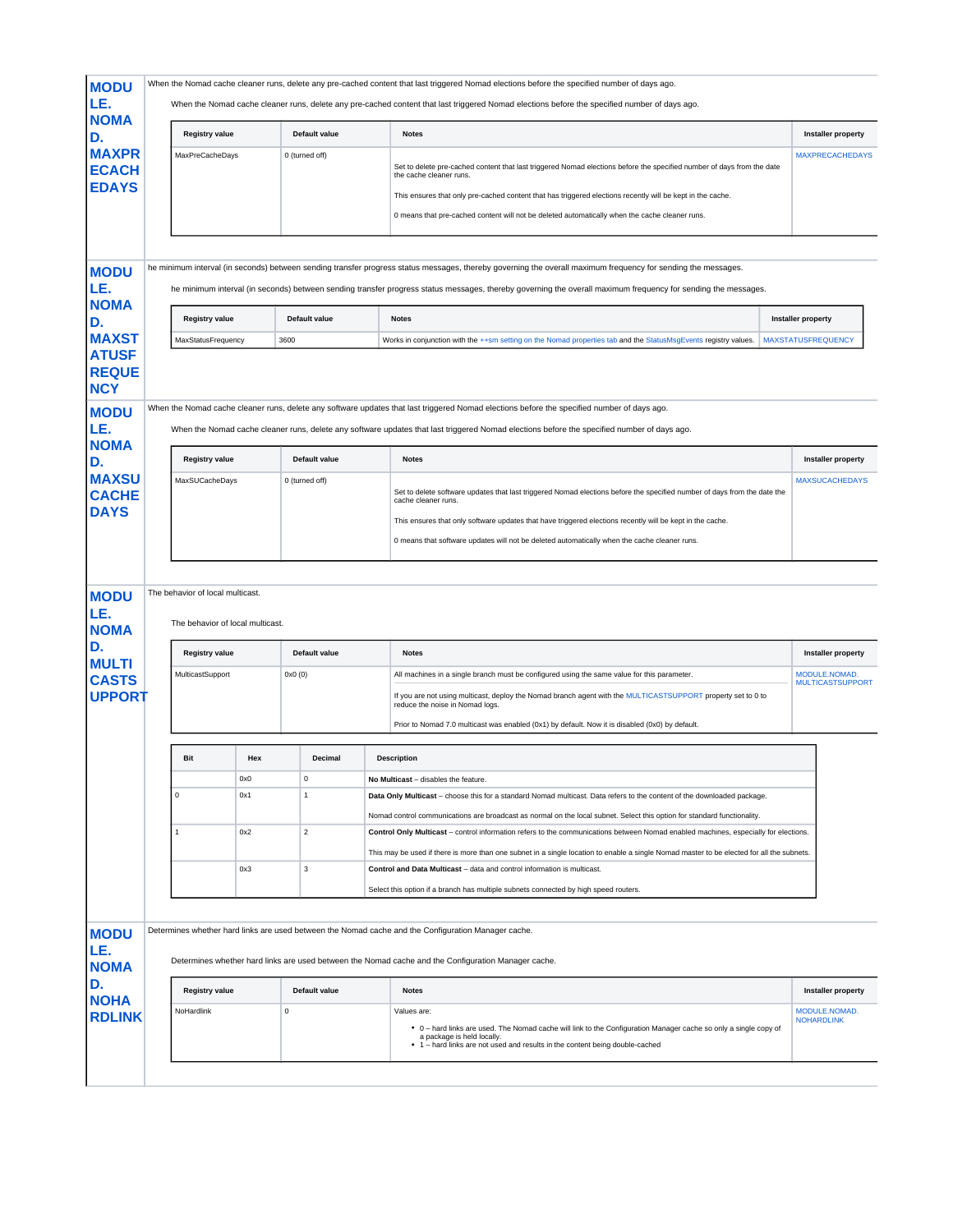## MODULE.NOMAD.MAXPRECACHEDAYS

When the Nomad cache cleaner runs, delete any pre-cached content that last triggered Nomad elections before the specified number of days ago.

When the Nomad cache cleaner runs, delete any pre-cached content that last triggered Nomad elections before the specified number of days ago.

| Registry value | Default value | Notes | Installer property |
|---|---|---|---|
| MaxPreCacheDays | 0 (turned off) | Set to delete pre-cached content that last triggered Nomad elections before the specified number of days from the date the cache cleaner runs.<br><br>This ensures that only pre-cached content that has triggered elections recently will be kept in the cache.<br><br>0 means that pre-cached content will not be deleted automatically when the cache cleaner runs. | MAXPRECACHEDAYS |

## MODULE.NOMAD.MAXSTATUSFREQUENCY

he minimum interval (in seconds) between sending transfer progress status messages, thereby governing the overall maximum frequency for sending the messages.

he minimum interval (in seconds) between sending transfer progress status messages, thereby governing the overall maximum frequency for sending the messages.

| Registry value | Default value | Notes | Installer property |
|---|---|---|---|
| MaxStatusFrequency | 3600 | Works in conjunction with the ++sm setting on the Nomad properties tab and the StatusMsgEvents registry values. | MAXSTATUSFREQUENCY |

## MODULE.NOMAD.MAXSUCACHEDAYS

When the Nomad cache cleaner runs, delete any software updates that last triggered Nomad elections before the specified number of days ago.

When the Nomad cache cleaner runs, delete any software updates that last triggered Nomad elections before the specified number of days ago.

| Registry value | Default value | Notes | Installer property |
|---|---|---|---|
| MaxSUCacheDays | 0 (turned off) | Set to delete software updates that last triggered Nomad elections before the specified number of days from the date the cache cleaner runs.<br><br>This ensures that only software updates that have triggered elections recently will be kept in the cache.<br><br>0 means that software updates will not be deleted automatically when the cache cleaner runs. | MAXSUCACHEDAYS |

## MODULE.NOMAD.MULTICASTSUPPORT

The behavior of local multicast.

The behavior of local multicast.

| Registry value | Default value | Notes | Installer property |
|---|---|---|---|
| MulticastSupport | 0x0 (0) | All machines in a single branch must be configured using the same value for this parameter.<br><br>If you are not using multicast, deploy the Nomad branch agent with the MULTICASTSUPPORT property set to 0 to reduce the noise in Nomad logs.<br><br>Prior to Nomad 7.0 multicast was enabled (0x1) by default. Now it is disabled (0x0) by default. | MODULE.NOMAD.MULTICASTSUPPORT |

| Bit | Hex | Decimal | Description |
|---|---|---|---|
| | 0x0 | 0 | **No Multicast** – disables the feature. |
| 0 | 0x1 | 1 | **Data Only Multicast** – choose this for a standard Nomad multicast. Data refers to the content of the downloaded package.<br><br>Nomad control communications are broadcast as normal on the local subnet. Select this option for standard functionality. |
| 1 | 0x2 | 2 | **Control Only Multicast** – control information refers to the communications between Nomad enabled machines, especially for elections.<br><br>This may be used if there is more than one subnet in a single location to enable a single Nomad master to be elected for all the subnets. |
| | 0x3 | 3 | **Control and Data Multicast** – data and control information is multicast.<br><br>Select this option if a branch has multiple subnets connected by high speed routers. |

## MODULE.NOMAD.NOHARDLINK

Determines whether hard links are used between the Nomad cache and the Configuration Manager cache.

Determines whether hard links are used between the Nomad cache and the Configuration Manager cache.

| Registry value | Default value | Notes | Installer property |
|---|---|---|---|
| NoHardlink | 0 | Values are:<br>• 0 – hard links are used. The Nomad cache will link to the Configuration Manager cache so only a single copy of a package is held locally.<br>• 1 – hard links are not used and results in the content being double-cached | MODULE.NOMAD.NOHARDLINK |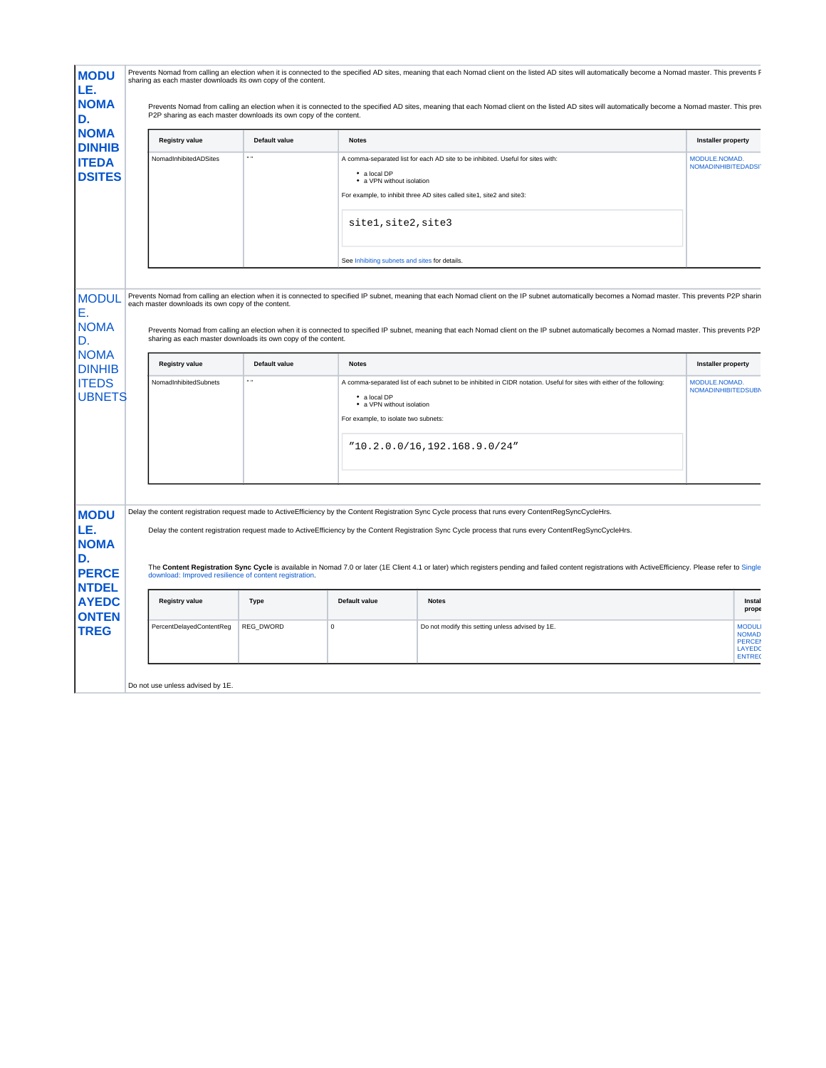### MODULE.NOMAD.NOMADINHIBITEDADSITES

Prevents Nomad from calling an election when it is connected to the specified AD sites, meaning that each Nomad client on the listed AD sites will automatically become a Nomad master. This prevents P2P sharing as each master downloads its own copy of the content.

Prevents Nomad from calling an election when it is connected to the specified AD sites, meaning that each Nomad client on the listed AD sites will automatically become a Nomad master. This prevents P2P sharing as each master downloads its own copy of the content.

| Registry value | Default value | Notes | Installer property |
|---|---|---|---|
| NomadInhibitedADSites | " " | A comma-separated list for each AD site to be inhibited. Useful for sites with:<br>• a local DP<br>• a VPN without isolation<br>For example, to inhibit three AD sites called site1, site2 and site3:<br>`site1,site2,site3`<br>See Inhibiting subnets and sites for details. | MODULE.NOMAD.NOMADINHIBITEDADSI |

### MODULE.NOMAD.NOMADINHIBITEDSUBNETS

Prevents Nomad from calling an election when it is connected to specified IP subnet, meaning that each Nomad client on the IP subnet automatically becomes a Nomad master. This prevents P2P sharing as each master downloads its own copy of the content.

Prevents Nomad from calling an election when it is connected to specified IP subnet, meaning that each Nomad client on the IP subnet automatically becomes a Nomad master. This prevents P2P sharing as each master downloads its own copy of the content.

| Registry value | Default value | Notes | Installer property |
|---|---|---|---|
| NomadInhibitedSubnets | " " | A comma-separated list of each subnet to be inhibited in CIDR notation. Useful for sites with either of the following:<br>• a local DP<br>• a VPN without isolation<br>For example, to isolate two subnets:<br>`"10.2.0.0/16,192.168.9.0/24"` | MODULE.NOMAD.NOMADINHIBITEDSUBN |

### MODULE.NOMAD.PERCENTDELAYEDCONTENTREG

Delay the content registration request made to ActiveEfficiency by the Content Registration Sync Cycle process that runs every ContentRegSyncCycleHrs.

Delay the content registration request made to ActiveEfficiency by the Content Registration Sync Cycle process that runs every ContentRegSyncCycleHrs.

The **Content Registration Sync Cycle** is available in Nomad 7.0 or later (1E Client 4.1 or later) which registers pending and failed content registrations with ActiveEfficiency. Please refer to Single download: Improved resilience of content registration.

| Registry value | Type | Default value | Notes | Installer property |
|---|---|---|---|---|
| PercentDelayedContentReg | REG_DWORD | 0 | Do not modify this setting unless advised by 1E. | MODULE.NOMAD.PERCENTDELAYEDCONTENTREG |

Do not use unless advised by 1E.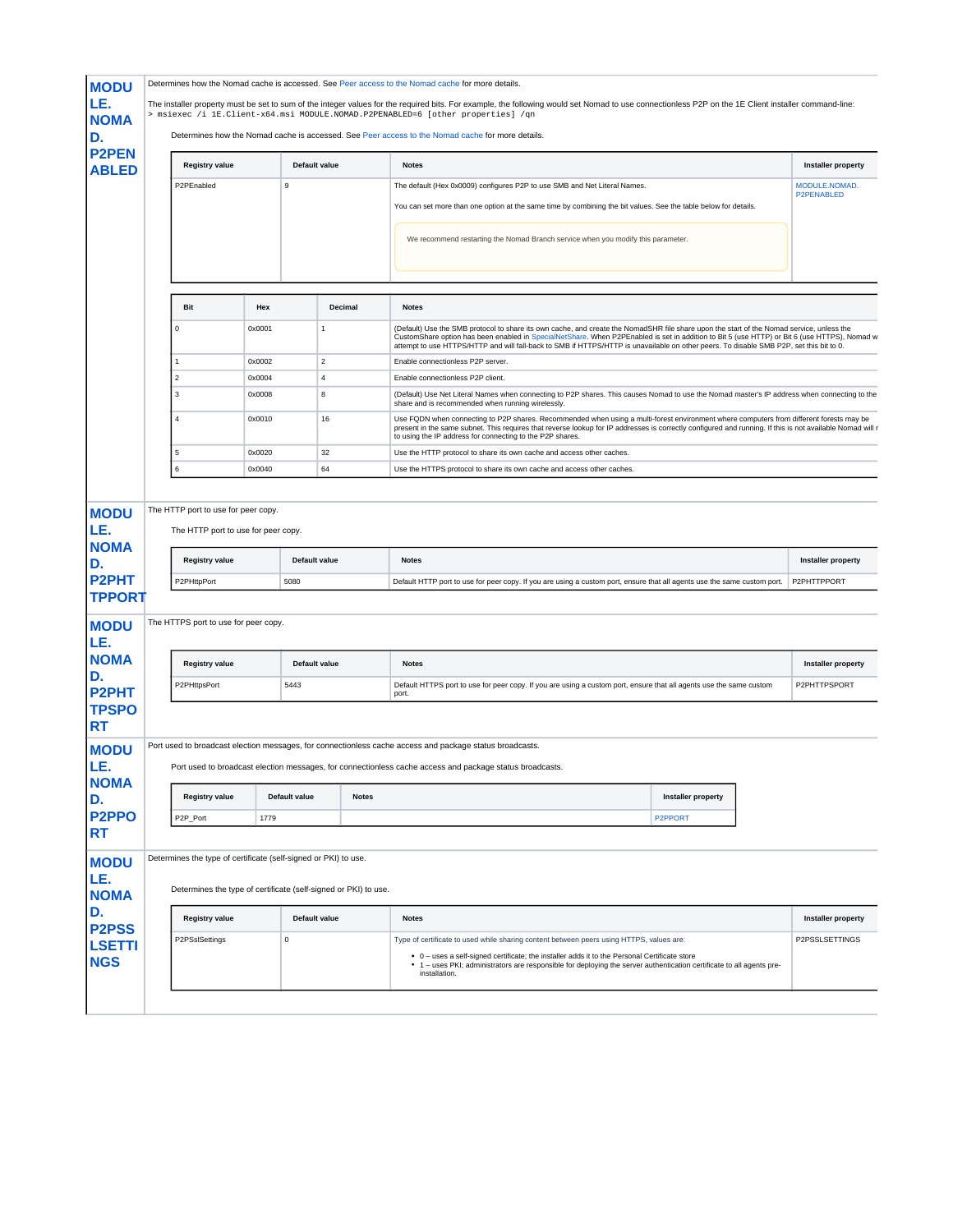## MODULE.NOMAD.P2PENABLED

Determines how the Nomad cache is accessed. See Peer access to the Nomad cache for more details.

The installer property must be set to sum of the integer values for the required bits. For example, the following would set Nomad to use connectionless P2P on the 1E Client installer command-line:

```
> msiexec /i 1E.Client-x64.msi MODULE.NOMAD.P2PENABLED=6 [other properties] /qn
```

Determines how the Nomad cache is accessed. See Peer access to the Nomad cache for more details.

| Registry value | Default value | Notes | Installer property |
|---|---|---|---|
| P2PEnabled | 9 | The default (Hex 0x0009) configures P2P to use SMB and Net Literal Names.<br><br>You can set more than one option at the same time by combining the bit values. See the table below for details.<br><br>We recommend restarting the Nomad Branch service when you modify this parameter. | MODULE.NOMAD.P2PENABLED |

| Bit | Hex | Decimal | Notes |
|---|---|---|---|
| 0 | 0x0001 | 1 | (Default) Use the SMB protocol to share its own cache, and create the NomadSHR file share upon the start of the Nomad service, unless the CustomShare option has been enabled in SpecialNetShare. When P2PEnabled is set in addition to Bit 5 (use HTTP) or Bit 6 (use HTTPS), Nomad w attempt to use HTTPS/HTTP and will fall-back to SMB if HTTPS/HTTP is unavailable on other peers. To disable SMB P2P, set this bit to 0. |
| 1 | 0x0002 | 2 | Enable connectionless P2P server. |
| 2 | 0x0004 | 4 | Enable connectionless P2P client. |
| 3 | 0x0008 | 8 | (Default) Use Net Literal Names when connecting to P2P shares. This causes Nomad to use the Nomad master's IP address when connecting to the share and is recommended when running wirelessly. |
| 4 | 0x0010 | 16 | Use FQDN when connecting to P2P shares. Recommended when using a multi-forest environment where computers from different forests may be present in the same subnet. This requires that reverse lookup for IP addresses is correctly configured and running. If this is not available Nomad will r to using the IP address for connecting to the P2P shares. |
| 5 | 0x0020 | 32 | Use the HTTP protocol to share its own cache and access other caches. |
| 6 | 0x0040 | 64 | Use the HTTPS protocol to share its own cache and access other caches. |

## MODULE.NOMAD.P2PHTTPPORT

The HTTP port to use for peer copy.

The HTTP port to use for peer copy.

| Registry value | Default value | Notes | Installer property |
|---|---|---|---|
| P2PHttpPort | 5080 | Default HTTP port to use for peer copy. If you are using a custom port, ensure that all agents use the same custom port. | P2PHTTPPORT |

## MODULE.NOMAD.P2PHTTPSPORT

The HTTPS port to use for peer copy.

| Registry value | Default value | Notes | Installer property |
|---|---|---|---|
| P2PHttpsPort | 5443 | Default HTTPS port to use for peer copy. If you are using a custom port, ensure that all agents use the same custom port. | P2PHTTPSPORT |

## MODULE.NOMAD.P2PPORT

Port used to broadcast election messages, for connectionless cache access and package status broadcasts.

Port used to broadcast election messages, for connectionless cache access and package status broadcasts.

| Registry value | Default value | Notes | Installer property |
|---|---|---|---|
| P2P_Port | 1779 | | P2PPORT |

## MODULE.NOMAD.P2PSSLSETTINGS

Determines the type of certificate (self-signed or PKI) to use.

Determines the type of certificate (self-signed or PKI) to use.

| Registry value | Default value | Notes | Installer property |
|---|---|---|---|
| P2PSslSettings | 0 | Type of certificate to used while sharing content between peers using HTTPS, values are:<br>• 0 – uses a self-signed certificate; the installer adds it to the Personal Certificate store<br>• 1 – uses PKI; administrators are responsible for deploying the server authentication certificate to all agents pre-installation. | P2PSSLSETTINGS |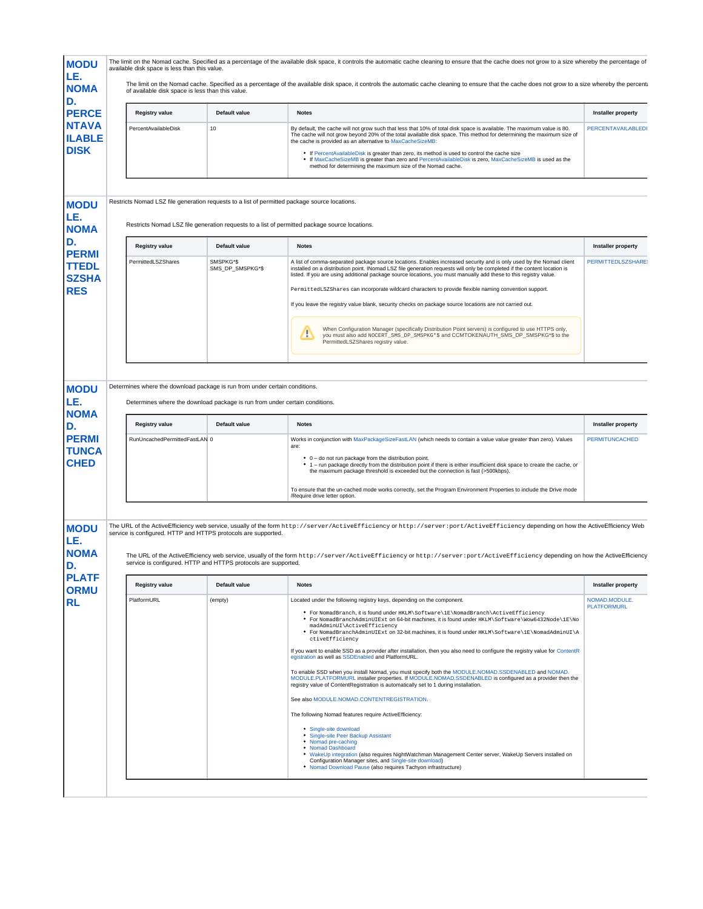## MODULE.NOMAD.PERCENTAVAILABLEDISK

The limit on the Nomad cache. Specified as a percentage of the available disk space, it controls the automatic cache cleaning to ensure that the cache does not grow to a size whereby the percentage of available disk space is less than this value.

The limit on the Nomad cache. Specified as a percentage of the available disk space, it controls the automatic cache cleaning to ensure that the cache does not grow to a size whereby the percentage of available disk space is less than this value.

| Registry value | Default value | Notes | Installer property |
|---|---|---|---|
| PercentAvailableDisk | 10 | By default, the cache will not grow such that less that 10% of total disk space is available. The maximum value is 80. The cache will not grow beyond 20% of the total available disk space. This method for determining the maximum size of the cache is provided as an alternative to MaxCacheSizeMB:<br>• If PercentAvailableDisk is greater than zero, its method is used to control the cache size<br>• If MaxCacheSizeMB is greater than zero and PercentAvailableDisk is zero, MaxCacheSizeMB is used as the method for determining the maximum size of the Nomad cache. | PERCENTAVAILABLEDI |

## MODULE.NOMAD.PERMITTEDLSZSHARES

Restricts Nomad LSZ file generation requests to a list of permitted package source locations.

Restricts Nomad LSZ file generation requests to a list of permitted package source locations.

| Registry value | Default value | Notes | Installer property |
|---|---|---|---|
| PermittedLSZShares | SMSPKG*$<br>SMS_DP_SMSPKG*$ | A list of comma-separated package source locations. Enables increased security and is only used by the Nomad client installed on a distribution point. lNomad LSZ file generation requests will only be completed if the content location is listed. If you are using additional package source locations, you must manually add these to this registry value.<br><br>`PermittedLSZShares` can incorporate wildcard characters to provide flexible naming convention support.<br><br>If you leave the registry value blank, security checks on package source locations are not carried out.<br><br>When Configuration Manager (specifically Distribution Point servers) is configured to use HTTPS only, you must also add `NOCERT_SMS_DP_SMSPKG*$` and `CCMTOKENAUTH_SMS_DP_SMSPKG*$` to the PermittedLSZShares registry value. | PERMITTEDLSZSHARES |

## MODULE.NOMAD.PERMITUNCACHED

Determines where the download package is run from under certain conditions.

Determines where the download package is run from under certain conditions.

| Registry value | Default value | Notes | Installer property |
|---|---|---|---|
| RunUncachedPermittedFastLAN | 0 | Works in conjunction with MaxPackageSizeFastLAN (which needs to contain a value value greater than zero). Values are:<br>• 0 – do not run package from the distribution point.<br>• 1 – run package directly from the distribution point if there is either insufficient disk space to create the cache, or the maximum package threshold is exceeded but the connection is fast (>500kbps).<br><br>To ensure that the un-cached mode works correctly, set the Program Environment Properties to include the Drive mode /Require drive letter option. | PERMITUNCACHED |

## MODULE.NOMAD.PLATFORMURL

The URL of the ActiveEfficiency web service, usually of the form `http://server/ActiveEfficiency` or `http://server:port/ActiveEfficiency` depending on how the ActiveEfficiency Web service is configured. HTTP and HTTPS protocols are supported.

The URL of the ActiveEfficiency web service, usually of the form `http://server/ActiveEfficiency` or `http://server:port/ActiveEfficiency` depending on how the ActiveEfficiency Web service is configured. HTTP and HTTPS protocols are supported.

| Registry value | Default value | Notes | Installer property |
|---|---|---|---|
| PlatformURL | (empty) | Located under the following registry keys, depending on the component.<br>• For NomadBranch, it is found under `HKLM\Software\1E\NomadBranch\ActiveEfficiency`<br>• For NomadBranchAdminUIExt on 64-bit machines, it is found under `HKLM\Software\Wow6432Node\1E\NomadAdminUI\ActiveEfficiency`<br>• For NomadBranchAdminUIExt on 32-bit machines, it is found under `HKLM\Software\1E\NomadAdminUI\ActiveEfficiency`<br><br>If you want to enable SSD as a provider after installation, then you also need to configure the registry value for ContentRegistration as well as SSDEnabled and PlatformURL.<br><br>To enable SSD when you install Nomad, you must specify both the MODULE.NOMAD.SSDENABLED and NOMAD.MODULE.PLATFORMURL installer properties. If MODULE.NOMAD.SSDENABLED is configured as a provider then the registry value of ContentRegistration is automatically set to 1 during installation.<br><br>See also MODULE.NOMAD.CONTENTREGISTRATION.<br><br>The following Nomad features require ActiveEfficiency:<br>• Single-site download<br>• Single-site Peer Backup Assistant<br>• Nomad pre-caching<br>• Nomad Dashboard<br>• WakeUp integration (also requires NightWatchman Management Center server, WakeUp Servers installed on Configuration Manager sites, and Single-site download)<br>• Nomad Download Pause (also requires Tachyon infrastructure) | NOMAD.MODULE.PLATFORMURL |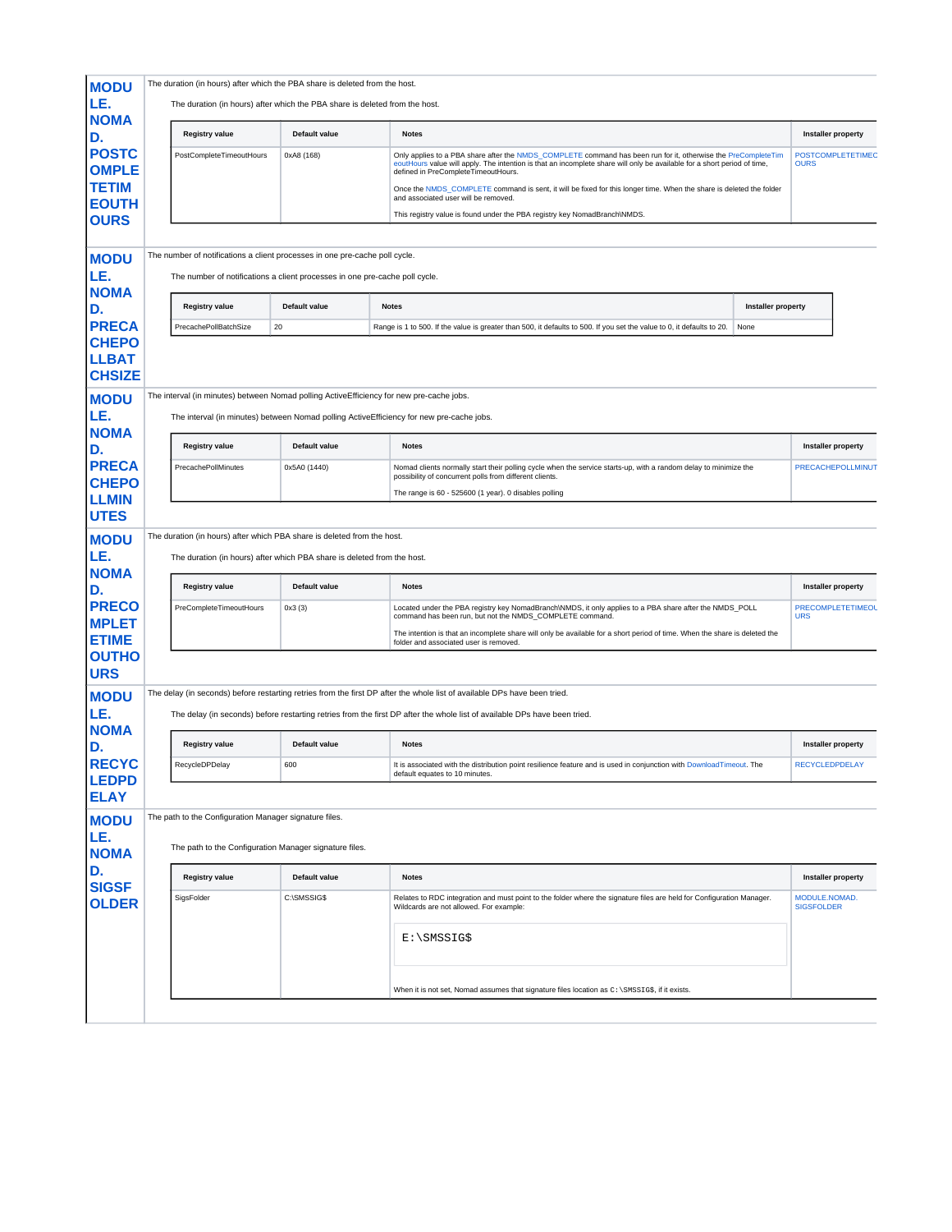## MODULE.NOMAD.POSTCOMPLETETIMEOUTHOURS

The duration (in hours) after which the PBA share is deleted from the host.

The duration (in hours) after which the PBA share is deleted from the host.

| Registry value | Default value | Notes | Installer property |
|---|---|---|---|
| PostCompleteTimeoutHours | 0xA8 (168) | Only applies to a PBA share after the NMDS_COMPLETE command has been run for it, otherwise the PreCompleteTimeoutHours value will apply. The intention is that an incomplete share will only be available for a short period of time, defined in PreCompleteTimeoutHours.<br><br>Once the NMDS_COMPLETE command is sent, it will be fixed for this longer time. When the share is deleted the folder and associated user will be removed.<br><br>This registry value is found under the PBA registry key NomadBranch\NMDS. | POSTCOMPLETETIMEOURS |

## MODULE.NOMAD.PRECACHEPOLLBATCHSIZE

The number of notifications a client processes in one pre-cache poll cycle.

The number of notifications a client processes in one pre-cache poll cycle.

| Registry value | Default value | Notes | Installer property |
|---|---|---|---|
| PrecachePollBatchSize | 20 | Range is 1 to 500. If the value is greater than 500, it defaults to 500. If you set the value to 0, it defaults to 20. | None |

## MODULE.NOMAD.PRECACHEPOLLMINUTES

The interval (in minutes) between Nomad polling ActiveEfficiency for new pre-cache jobs.

The interval (in minutes) between Nomad polling ActiveEfficiency for new pre-cache jobs.

| Registry value | Default value | Notes | Installer property |
|---|---|---|---|
| PrecachePollMinutes | 0x5A0 (1440) | Nomad clients normally start their polling cycle when the service starts-up, with a random delay to minimize the possibility of concurrent polls from different clients.<br><br>The range is 60 - 525600 (1 year). 0 disables polling | PRECACHEPOLLMINUT |

## MODULE.NOMAD.PRECOMPLETETIMEOUTHOURS

The duration (in hours) after which PBA share is deleted from the host.

The duration (in hours) after which PBA share is deleted from the host.

| Registry value | Default value | Notes | Installer property |
|---|---|---|---|
| PreCompleteTimeoutHours | 0x3 (3) | Located under the PBA registry key NomadBranch\NMDS, it only applies to a PBA share after the NMDS_POLL command has been run, but not the NMDS_COMPLETE command.<br><br>The intention is that an incomplete share will only be available for a short period of time. When the share is deleted the folder and associated user is removed. | PRECOMPLETETIMEOURS |

## MODULE.NOMAD.RECYCLEDPDELAY

The delay (in seconds) before restarting retries from the first DP after the whole list of available DPs have been tried.

The delay (in seconds) before restarting retries from the first DP after the whole list of available DPs have been tried.

| Registry value | Default value | Notes | Installer property |
|---|---|---|---|
| RecycleDPDelay | 600 | It is associated with the distribution point resilience feature and is used in conjunction with DownloadTimeout. The default equates to 10 minutes. | RECYCLEDPDELAY |

## MODULE.NOMAD.SIGSFOLDER

The path to the Configuration Manager signature files.

The path to the Configuration Manager signature files.

| Registry value | Default value | Notes | Installer property |
|---|---|---|---|
| SigsFolder | C:\SMSSIG$ | Relates to RDC integration and must point to the folder where the signature files are held for Configuration Manager. Wildcards are not allowed. For example:<br><br>`E:\SMSSIG$`<br><br>When it is not set, Nomad assumes that signature files location as `C:\SMSSIG$`, if it exists. | MODULE.NOMAD.SIGSFOLDER |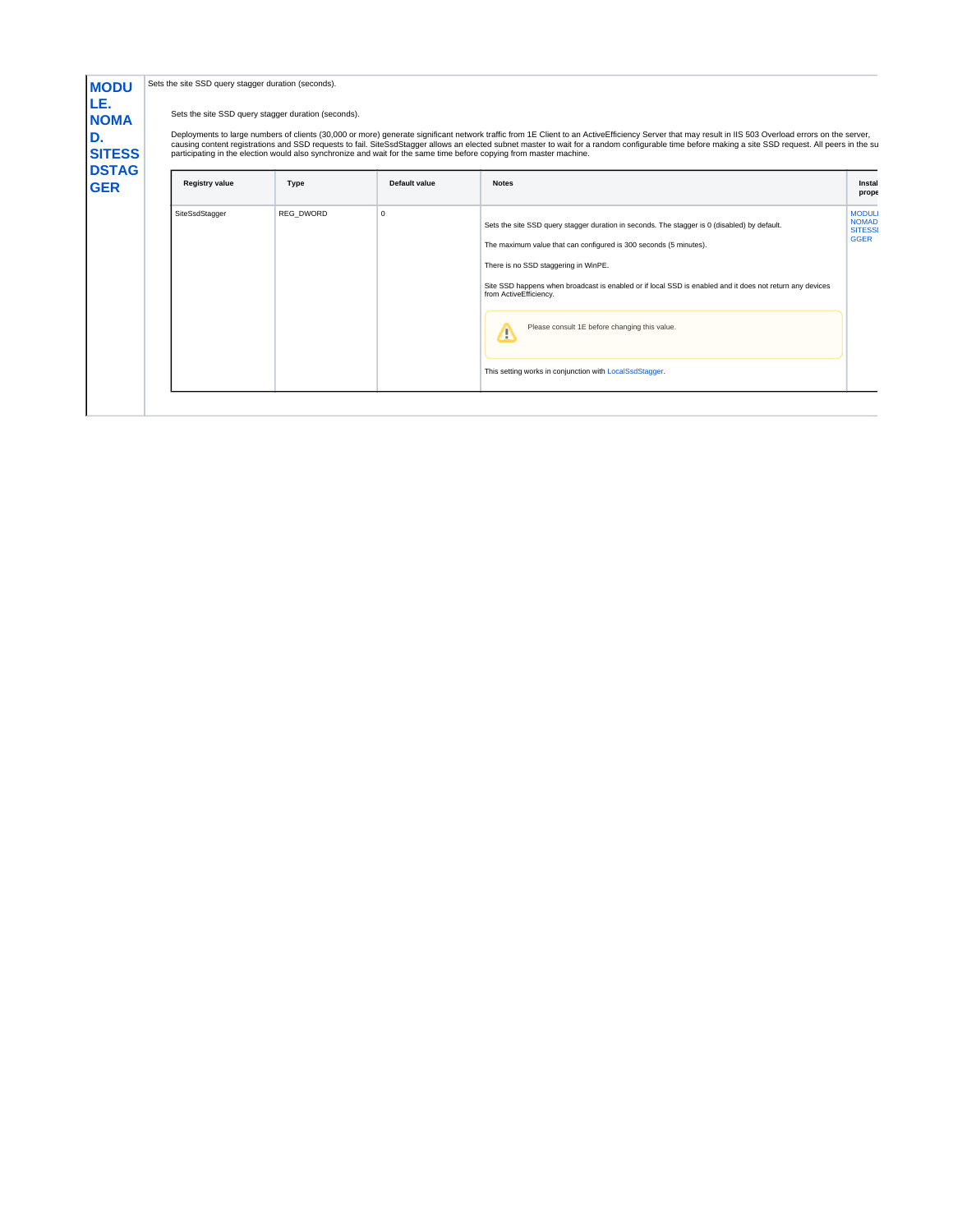**MODULE.NOMAD.SITESSDSTAGGER**

Sets the site SSD query stagger duration (seconds).

Sets the site SSD query stagger duration (seconds).

Deployments to large numbers of clients (30,000 or more) generate significant network traffic from 1E Client to an ActiveEfficiency Server that may result in IIS 503 Overload errors on the server, causing content registrations and SSD requests to fail. SiteSsdStagger allows an elected subnet master to wait for a random configurable time before making a site SSD request. All peers in the su participating in the election would also synchronize and wait for the same time before copying from master machine.

| Registry value | Type | Default value | Notes | Instal prope |
|---|---|---|---|---|
| SiteSsdStagger | REG_DWORD | 0 | Sets the site SSD query stagger duration in seconds. The stagger is 0 (disabled) by default.<br><br>The maximum value that can configured is 300 seconds (5 minutes).<br><br>There is no SSD staggering in WinPE.<br><br>Site SSD happens when broadcast is enabled or if local SSD is enabled and it does not return any devices from ActiveEfficiency.<br><br>⚠ Please consult 1E before changing this value.<br><br>This setting works in conjunction with LocalSsdStagger. | MODULI NOMAD SITESSI GGER |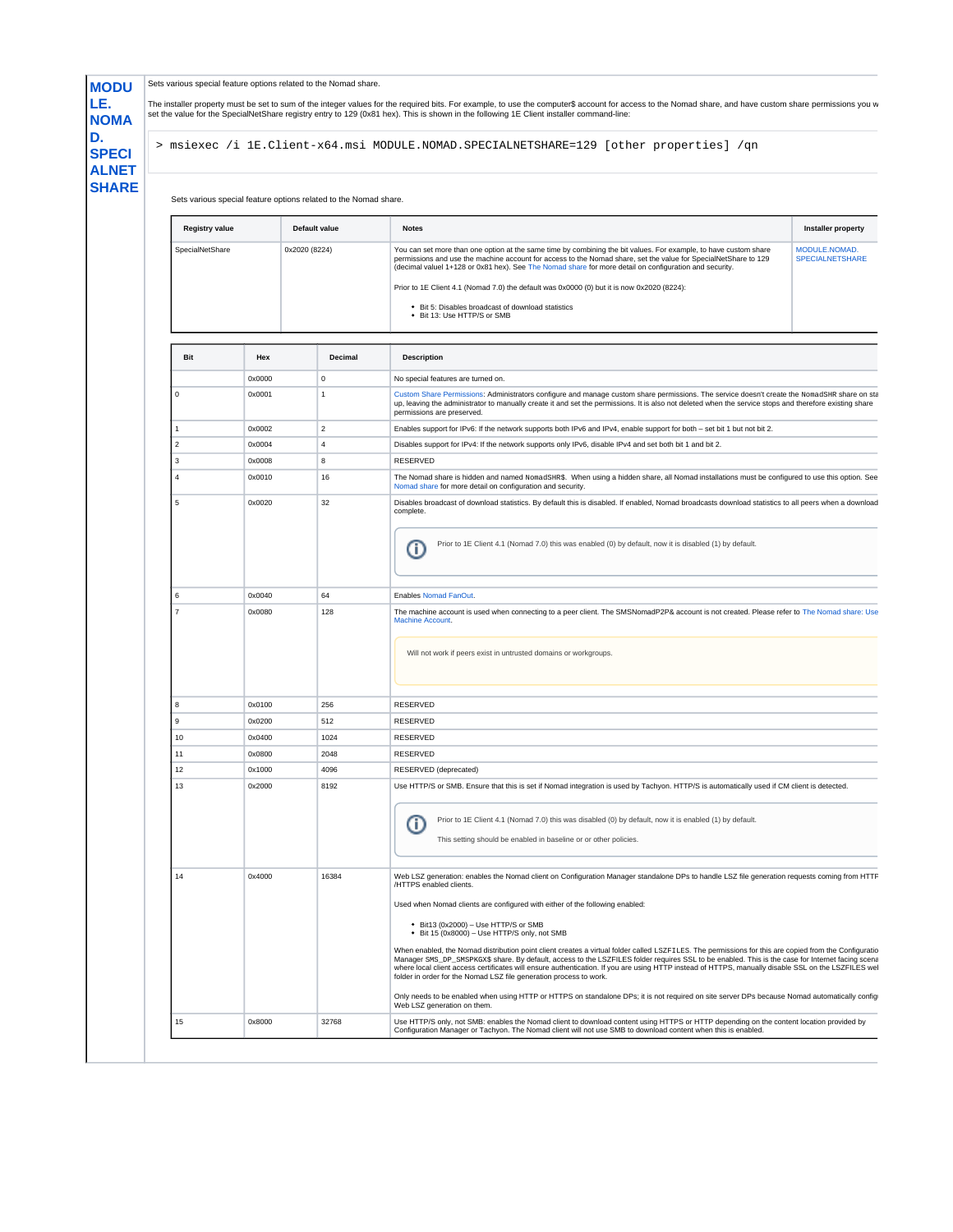## MODULE.NOMAD.SPECIALNETSHARE

Sets various special feature options related to the Nomad share.

The installer property must be set to sum of the integer values for the required bits. For example, to use the computer$ account for access to the Nomad share, and have custom share permissions you w set the value for the SpecialNetShare registry entry to 129 (0x81 hex). This is shown in the following 1E Client installer command-line:

```
> msiexec /i 1E.Client-x64.msi MODULE.NOMAD.SPECIALNETSHARE=129 [other properties] /qn
```

Sets various special feature options related to the Nomad share.

| Registry value | Default value | Notes | Installer property |
|---|---|---|---|
| SpecialNetShare | 0x2020 (8224) | You can set more than one option at the same time by combining the bit values. For example, to have custom share permissions and use the machine account for access to the Nomad share, set the value for SpecialNetShare to 129 (decimal valuel 1+128 or 0x81 hex). See The Nomad share for more detail on configuration and security.<br><br>Prior to 1E Client 4.1 (Nomad 7.0) the default was 0x0000 (0) but it is now 0x2020 (8224):<br>• Bit 5: Disables broadcast of download statistics<br>• Bit 13: Use HTTP/S or SMB | MODULE.NOMAD.SPECIALNETSHARE |

| Bit | Hex | Decimal | Description |
|---|---|---|---|
| | 0x0000 | 0 | No special features are turned on. |
| 0 | 0x0001 | 1 | Custom Share Permissions: Administrators configure and manage custom share permissions. The service doesn't create the NomadSHR share on sta up, leaving the administrator to manually create it and set the permissions. It is also not deleted when the service stops and therefore existing share permissions are preserved. |
| 1 | 0x0002 | 2 | Enables support for IPv6: If the network supports both IPv6 and IPv4, enable support for both – set bit 1 but not bit 2. |
| 2 | 0x0004 | 4 | Disables support for IPv4: If the network supports only IPv6, disable IPv4 and set both bit 1 and bit 2. |
| 3 | 0x0008 | 8 | RESERVED |
| 4 | 0x0010 | 16 | The Nomad share is hidden and named NomadSHR$. When using a hidden share, all Nomad installations must be configured to use this option. See Nomad share for more detail on configuration and security. |
| 5 | 0x0020 | 32 | Disables broadcast of download statistics. By default this is disabled. If enabled, Nomad broadcasts download statistics to all peers when a download complete.<br><br>Prior to 1E Client 4.1 (Nomad 7.0) this was enabled (0) by default, now it is disabled (1) by default. |
| 6 | 0x0040 | 64 | Enables Nomad FanOut. |
| 7 | 0x0080 | 128 | The machine account is used when connecting to a peer client. The SMSNomadP2P& account is not created. Please refer to The Nomad share: Use Machine Account.<br><br>Will not work if peers exist in untrusted domains or workgroups. |
| 8 | 0x0100 | 256 | RESERVED |
| 9 | 0x0200 | 512 | RESERVED |
| 10 | 0x0400 | 1024 | RESERVED |
| 11 | 0x0800 | 2048 | RESERVED |
| 12 | 0x1000 | 4096 | RESERVED (deprecated) |
| 13 | 0x2000 | 8192 | Use HTTP/S or SMB. Ensure that this is set if Nomad integration is used by Tachyon. HTTP/S is automatically used if CM client is detected.<br><br>Prior to 1E Client 4.1 (Nomad 7.0) this was disabled (0) by default, now it is enabled (1) by default.<br><br>This setting should be enabled in baseline or or other policies. |
| 14 | 0x4000 | 16384 | Web LSZ generation: enables the Nomad client on Configuration Manager standalone DPs to handle LSZ file generation requests coming from HTTF /HTTPS enabled clients.<br><br>Used when Nomad clients are configured with either of the following enabled:<br>• Bit13 (0x2000) – Use HTTP/S or SMB<br>• Bit 15 (0x8000) – Use HTTP/S only, not SMB<br><br>When enabled, the Nomad distribution point client creates a virtual folder called LSZFILES. The permissions for this are copied from the Configuratio Manager SMS_DP_SMSPKGX$ share. By default, access to the LSZFILES folder requires SSL to be enabled. This is the case for Internet facing scena where local client access certificates will ensure authentication. If you are using HTTP instead of HTTPS, manually disable SSL on the LSZFILES wel folder in order for the Nomad LSZ file generation process to work.<br><br>Only needs to be enabled when using HTTP or HTTPS on standalone DPs; it is not required on site server DPs because Nomad automatically config Web LSZ generation on them. |
| 15 | 0x8000 | 32768 | Use HTTP/S only, not SMB: enables the Nomad client to download content using HTTPS or HTTP depending on the content location provided by Configuration Manager or Tachyon. The Nomad client will not use SMB to download content when this is enabled. |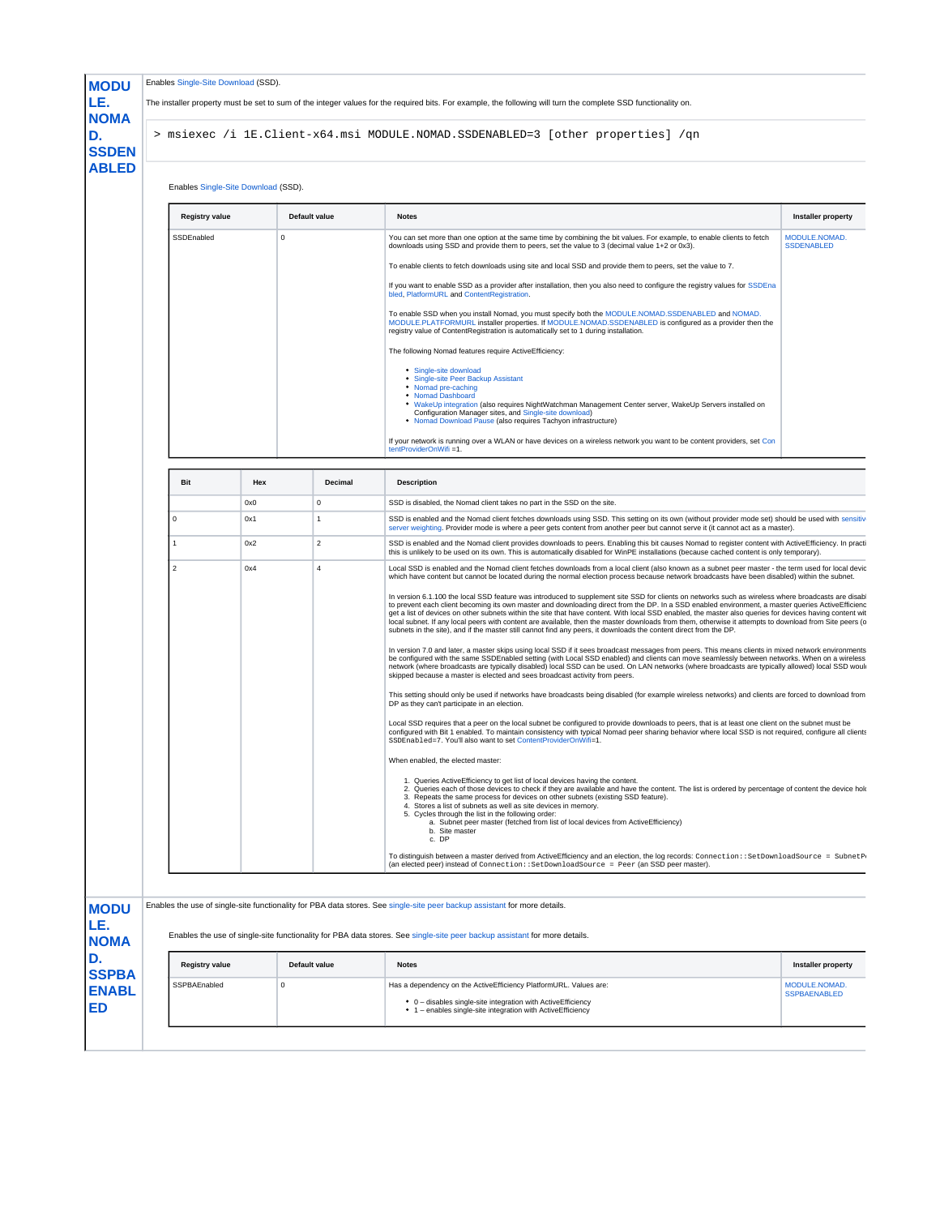## MODULE.NOMAD.SSDENABLED

Enables Single-Site Download (SSD).

The installer property must be set to sum of the integer values for the required bits. For example, the following will turn the complete SSD functionality on.

```
> msiexec /i 1E.Client-x64.msi MODULE.NOMAD.SSDENABLED=3 [other properties] /qn
```

Enables Single-Site Download (SSD).

| Registry value | Default value | Notes | Installer property |
|---|---|---|---|
| SSDEnabled | 0 | You can set more than one option at the same time by combining the bit values. For example, to enable clients to fetch downloads using SSD and provide them to peers, set the value to 3 (decimal value 1+2 or 0x3).<br><br>To enable clients to fetch downloads using site and local SSD and provide them to peers, set the value to 7.<br><br>If you want to enable SSD as a provider after installation, then you also need to configure the registry values for SSDEnabled, PlatformURL and ContentRegistration.<br><br>To enable SSD when you install Nomad, you must specify both the MODULE.NOMAD.SSDENABLED and NOMAD.MODULE.PLATFORMURL installer properties. If MODULE.NOMAD.SSDENABLED is configured as a provider then the registry value of ContentRegistration is automatically set to 1 during installation.<br><br>The following Nomad features require ActiveEfficiency:<br><br>• Single-site download<br>• Single-site Peer Backup Assistant<br>• Nomad pre-caching<br>• Nomad Dashboard<br>• WakeUp integration (also requires NightWatchman Management Center server, WakeUp Servers installed on Configuration Manager sites, and Single-site download)<br>• Nomad Download Pause (also requires Tachyon infrastructure)<br><br>If your network is running over a WLAN or have devices on a wireless network you want to be content providers, set ContentProviderOnWifi =1. | MODULE.NOMAD.SSDENABLED |

| Bit | Hex | Decimal | Description |
|---|---|---|---|
| | 0x0 | 0 | SSD is disabled, the Nomad client takes no part in the SSD on the site. |
| 0 | 0x1 | 1 | SSD is enabled and the Nomad client fetches downloads using SSD. This setting on its own (without provider mode set) should be used with sensitiv server weighting. Provider mode is where a peer gets content from another peer but cannot serve it (it cannot act as a master). |
| 1 | 0x2 | 2 | SSD is enabled and the Nomad client provides downloads to peers. Enabling this bit causes Nomad to register content with ActiveEfficiency. In practi this is unlikely to be used on its own. This is automatically disabled for WinPE installations (because cached content is only temporary). |
| 2 | 0x4 | 4 | Local SSD is enabled and the Nomad client fetches downloads from a local client (also known as a subnet peer master - the term used for local devic which have content but cannot be located during the normal election process because network broadcasts have been disabled) within the subnet.<br><br>In version 6.1.100 the local SSD feature was introduced to supplement site SSD for clients on networks such as wireless where broadcasts are disabl to prevent each client becoming its own master and downloading direct from the DP. In a SSD enabled environment, a master queries ActiveEfficienc get a list of devices on other subnets within the site that have content. With local SSD enabled, the master also queries for devices having content wit local subnet. If any local peers with content are available, then the master downloads from them, otherwise it attempts to download from Site peers (o subnets in the site), and if the master still cannot find any peers, it downloads the content direct from the DP.<br><br>In version 7.0 and later, a master skips using local SSD if it sees broadcast messages from peers. This means clients in mixed network environments be configured with the same SSDEnabled setting (with Local SSD enabled) and clients can move seamlessly between networks. When on a wireless network (where broadcasts are typically disabled) local SSD can be used. On LAN networks (where broadcasts are typically allowed) local SSD woul skipped because a master is elected and sees broadcast activity from peers.<br><br>This setting should only be used if networks have broadcasts being disabled (for example wireless networks) and clients are forced to download from DP as they can't participate in an election.<br><br>Local SSD requires that a peer on the local subnet be configured to provide downloads to peers, that is at least one client on the subnet must be configured with Bit 1 enabled. To maintain consistency with typical Nomad peer sharing behavior where local SSD is not required, configure all clients `SSDEnabled=7`. You'll also want to set ContentProviderOnWifi=1.<br><br>When enabled, the elected master:<br><br>1. Queries ActiveEfficiency to get list of local devices having the content.<br>2. Queries each of those devices to check if they are available and have the content. The list is ordered by percentage of content the device hol<br>3. Repeats the same process for devices on other subnets (existing SSD feature).<br>4. Stores a list of subnets as well as site devices in memory.<br>5. Cycles through the list in the following order:<br>    a. Subnet peer master (fetched from list of local devices from ActiveEfficiency)<br>    b. Site master<br>    c. DP<br><br>To distinguish between a master derived from ActiveEfficiency and an election, the log records: `Connection::SetDownloadSource = SubnetP` (an elected peer) instead of `Connection::SetDownloadSource = Peer` (an SSD peer master). |

## MODULE.NOMAD.SSPBAENABLED

Enables the use of single-site functionality for PBA data stores. See single-site peer backup assistant for more details.

Enables the use of single-site functionality for PBA data stores. See single-site peer backup assistant for more details.

| Registry value | Default value | Notes | Installer property |
|---|---|---|---|
| SSPBAEnabled | 0 | Has a dependency on the ActiveEfficiency PlatformURL. Values are:<br><br>• 0 – disables single-site integration with ActiveEfficiency<br>• 1 – enables single-site integration with ActiveEfficiency | MODULE.NOMAD.SSPBAENABLED |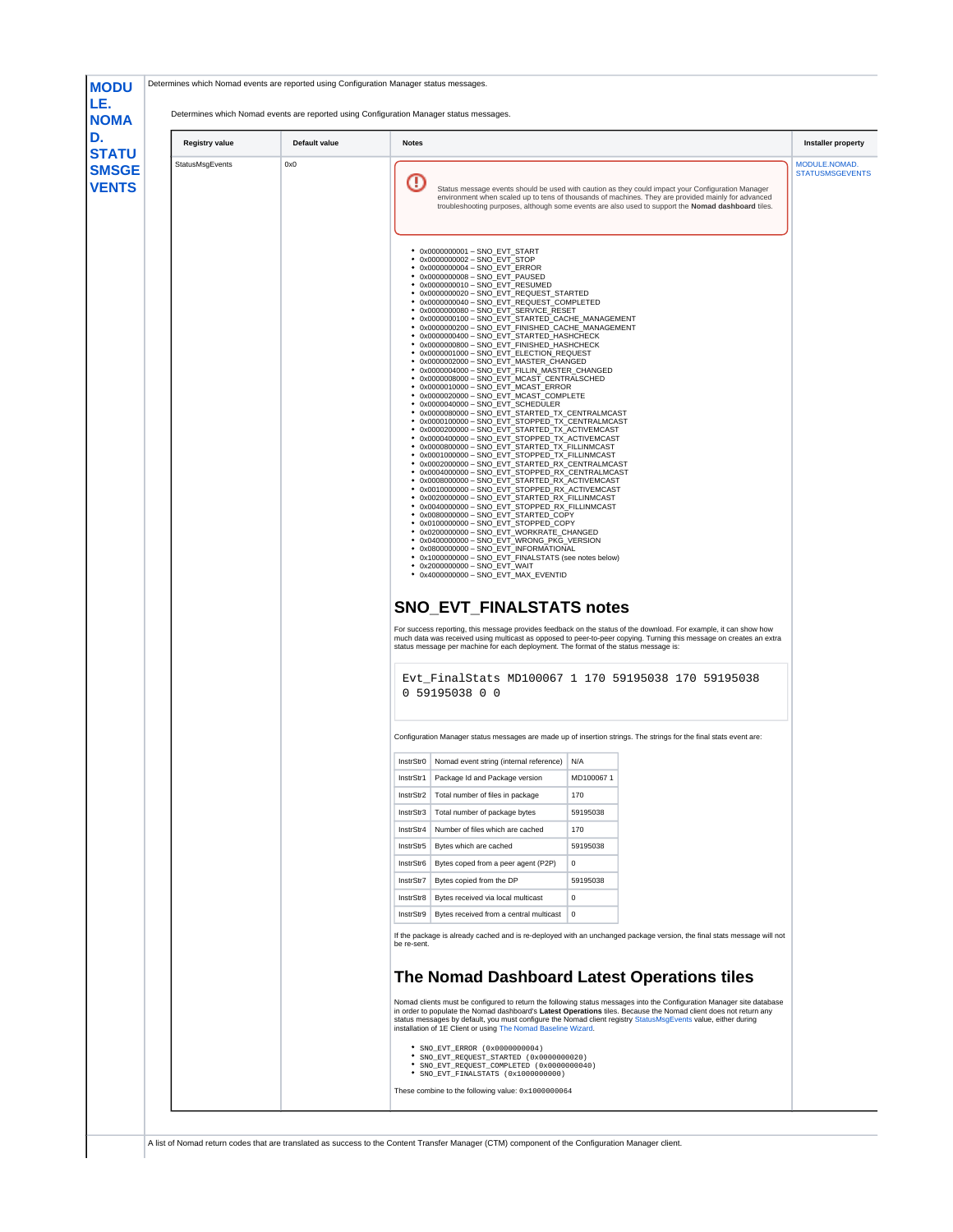## MODULE.NOMAD.STATUSMSGEVENTS

Determines which Nomad events are reported using Configuration Manager status messages.

Determines which Nomad events are reported using Configuration Manager status messages.

| Registry value | Default value | Notes | Installer property |
|---|---|---|---|
| StatusMsgEvents | 0x0 | (see notes below) | MODULE.NOMAD.STATUSMSGEVENTS |

**Notes:**

> Status message events should be used with caution as they could impact your Configuration Manager environment when scaled up to tens of thousands of machines. They are provided mainly for advanced troubleshooting purposes, although some events are also used to support the **Nomad dashboard** tiles.

- 0x0000000001 – SNO_EVT_START
- 0x0000000002 – SNO_EVT_STOP
- 0x0000000004 – SNO_EVT_ERROR
- 0x0000000008 – SNO_EVT_PAUSED
- 0x0000000010 – SNO_EVT_RESUMED
- 0x0000000020 – SNO_EVT_REQUEST_STARTED
- 0x0000000040 – SNO_EVT_REQUEST_COMPLETED
- 0x0000000080 – SNO_EVT_SERVICE_RESET
- 0x0000000100 – SNO_EVT_STARTED_CACHE_MANAGEMENT
- 0x0000000200 – SNO_EVT_FINISHED_CACHE_MANAGEMENT
- 0x0000000400 – SNO_EVT_STARTED_HASHCHECK
- 0x0000000800 – SNO_EVT_FINISHED_HASHCHECK
- 0x0000001000 – SNO_EVT_ELECTION_REQUEST
- 0x0000002000 – SNO_EVT_MASTER_CHANGED
- 0x0000004000 – SNO_EVT_FILLIN_MASTER_CHANGED
- 0x0000008000 – SNO_EVT_MCAST_CENTRALSCHED
- 0x0000010000 – SNO_EVT_MCAST_ERROR
- 0x0000020000 – SNO_EVT_MCAST_COMPLETE
- 0x0000040000 – SNO_EVT_SCHEDULER
- 0x0000080000 – SNO_EVT_STARTED_TX_CENTRALMCAST
- 0x0000100000 – SNO_EVT_STOPPED_TX_CENTRALMCAST
- 0x0000200000 – SNO_EVT_STARTED_TX_ACTIVEMCAST
- 0x0000400000 – SNO_EVT_STOPPED_TX_ACTIVEMCAST
- 0x0000800000 – SNO_EVT_STARTED_TX_FILLINMCAST
- 0x0001000000 – SNO_EVT_STOPPED_TX_FILLINMCAST
- 0x0002000000 – SNO_EVT_STARTED_RX_CENTRALMCAST
- 0x0004000000 – SNO_EVT_STOPPED_RX_CENTRALMCAST
- 0x0008000000 – SNO_EVT_STARTED_RX_ACTIVEMCAST
- 0x0010000000 – SNO_EVT_STOPPED_RX_ACTIVEMCAST
- 0x0020000000 – SNO_EVT_STARTED_RX_FILLINMCAST
- 0x0040000000 – SNO_EVT_STOPPED_RX_FILLINMCAST
- 0x0080000000 – SNO_EVT_STARTED_COPY
- 0x0100000000 – SNO_EVT_STOPPED_COPY
- 0x0200000000 – SNO_EVT_WORKRATE_CHANGED
- 0x0400000000 – SNO_EVT_WRONG_PKG_VERSION
- 0x0800000000 – SNO_EVT_INFORMATIONAL
- 0x1000000000 – SNO_EVT_FINALSTATS (see notes below)
- 0x2000000000 – SNO_EVT_WAIT
- 0x4000000000 – SNO_EVT_MAX_EVENTID

### SNO_EVT_FINALSTATS notes

For success reporting, this message provides feedback on the status of the download. For example, it can show how much data was received using multicast as opposed to peer-to-peer copying. Turning this message on creates an extra status message per machine for each deployment. The format of the status message is:

```
Evt_FinalStats MD100067 1 170 59195038 170 59195038
0 59195038 0 0
```

Configuration Manager status messages are made up of insertion strings. The strings for the final stats event are:

| | | |
|---|---|---|
| InstrStr0 | Nomad event string (internal reference) | N/A |
| InstrStr1 | Package Id and Package version | MD100067 1 |
| InstrStr2 | Total number of files in package | 170 |
| InstrStr3 | Total number of package bytes | 59195038 |
| InstrStr4 | Number of files which are cached | 170 |
| InstrStr5 | Bytes which are cached | 59195038 |
| InstrStr6 | Bytes coped from a peer agent (P2P) | 0 |
| InstrStr7 | Bytes copied from the DP | 59195038 |
| InstrStr8 | Bytes received via local multicast | 0 |
| InstrStr9 | Bytes received from a central multicast | 0 |

If the package is already cached and is re-deployed with an unchanged package version, the final stats message will not be re-sent.

### The Nomad Dashboard Latest Operations tiles

Nomad clients must be configured to return the following status messages into the Configuration Manager site database in order to populate the Nomad dashboard's **Latest Operations** tiles. Because the Nomad client does not return any status messages by default, you must configure the Nomad client registry StatusMsgEvents value, either during installation of 1E Client or using The Nomad Baseline Wizard.

- `SNO_EVT_ERROR (0x0000000004)`
- `SNO_EVT_REQUEST_STARTED (0x0000000020)`
- `SNO_EVT_REQUEST_COMPLETED (0x0000000040)`
- `SNO_EVT_FINALSTATS (0x1000000000)`

These combine to the following value: `0x1000000064`

A list of Nomad return codes that are translated as success to the Content Transfer Manager (CTM) component of the Configuration Manager client.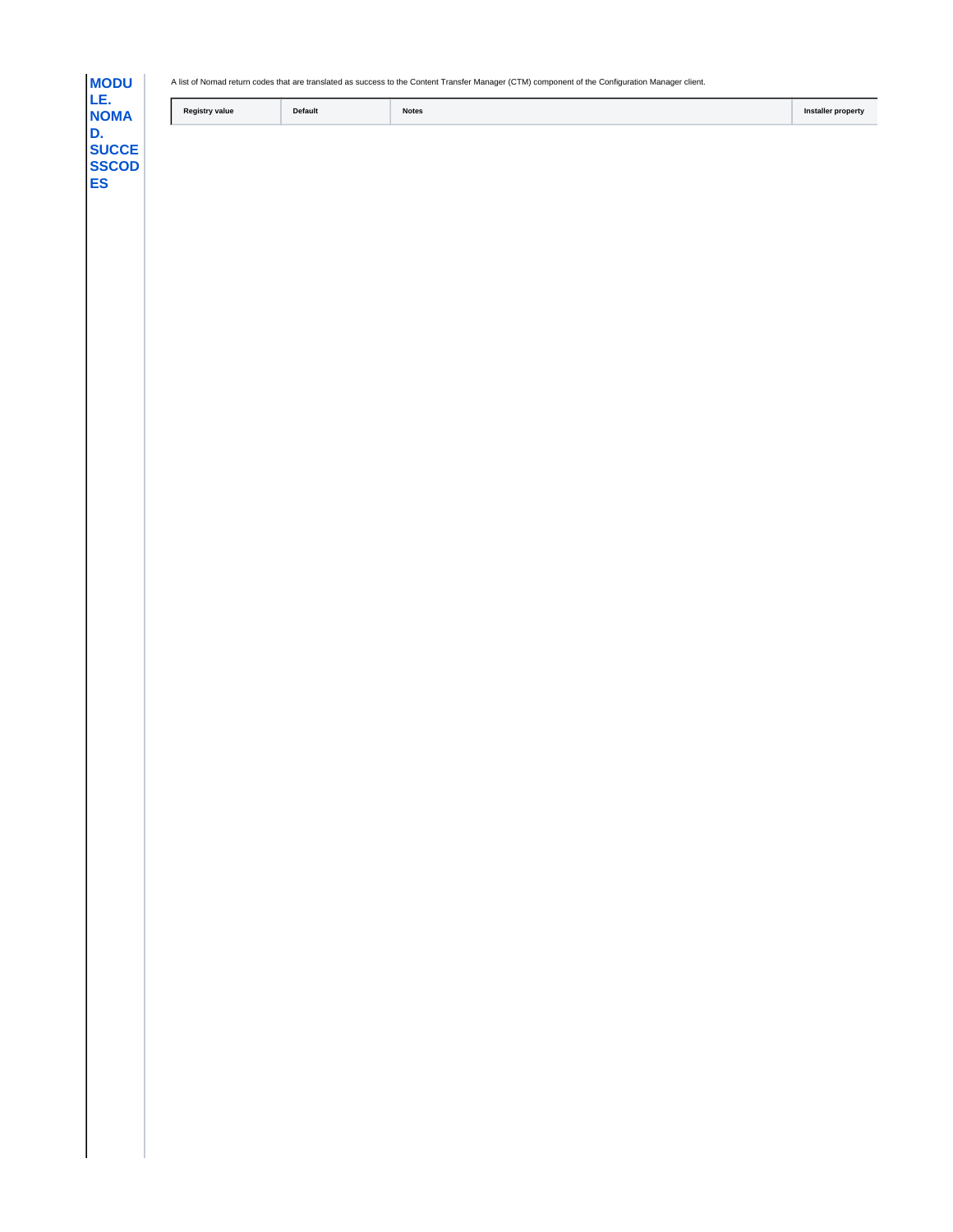**MODULE.NOMAD.SUCCESSCODES**

A list of Nomad return codes that are translated as success to the Content Transfer Manager (CTM) component of the Configuration Manager client.

| Registry value | Default | Notes | Installer property |
|---|---|---|---|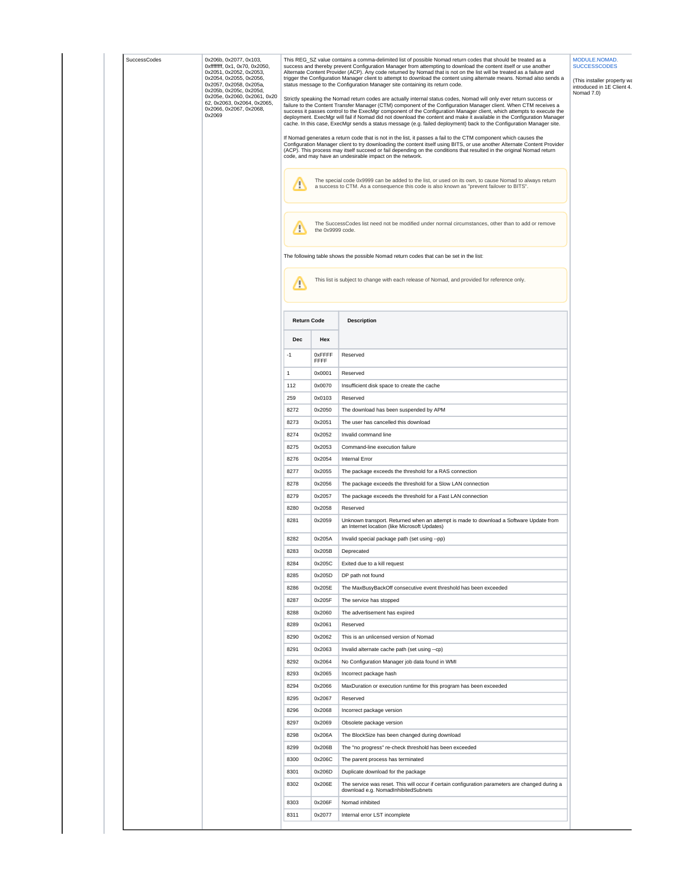| | | | |
|---|---|---|---|
| SuccessCodes | 0x206b, 0x2077, 0x103, 0xffffffff, 0x1, 0x70, 0x2050, 0x2051, 0x2052, 0x2053, 0x2054, 0x2055, 0x2056, 0x2057, 0x2058, 0x205a, 0x205b, 0x205c, 0x205d, 0x205e, 0x2060, 0x2061, 0x2062, 0x2063, 0x2064, 0x2065, 0x2066, 0x2067, 0x2068, 0x2069 | This REG_SZ value contains a comma-delimited list of possible Nomad return codes that should be treated as a success and thereby prevent Configuration Manager from attempting to download the content itself or use another Alternate Content Provider (ACP). Any code returned by Nomad that is not on the list will be treated as a failure and trigger the Configuration Manager client to attempt to download the content using alternate means. Nomad also sends a status message to the Configuration Manager site containing its return code.<br><br>Strictly speaking the Nomad return codes are actually internal status codes, Nomad will only ever return success or failure to the Content Transfer Manager (CTM) component of the Configuration Manager client. When CTM receives a success it passes control to the ExecMgr component of the Configuration Manager client, which attempts to execute the deployment. ExecMgr will fail if Nomad did not download the content and make it available in the Configuration Manager cache. In this case, ExecMgr sends a status message (e.g. failed deployment) back to the Configuration Manager site.<br><br>If Nomad generates a return code that is not in the list, it passes a fail to the CTM component which causes the Configuration Manager client to try downloading the content itself using BITS, or use another Alternate Content Provider (ACP). This process may itself succeed or fail depending on the conditions that resulted in the original Nomad return code, and may have an undesirable impact on the network.<br><br>⚠ The special code 0x9999 can be added to the list, or used on its own, to cause Nomad to always return a success to CTM. As a consequence this code is also known as "prevent failover to BITS".<br><br>⚠ The SuccessCodes list need not be modified under normal circumstances, other than to add or remove the 0x9999 code.<br><br>The following table shows the possible Nomad return codes that can be set in the list:<br><br>⚠ This list is subject to change with each release of Nomad, and provided for reference only. | MODULE.NOMAD.SUCCESSCODES<br><br>(This installer property was introduced in 1E Client 4.1 Nomad 7.0) |

| Return Code | | Description |
|---|---|---|
| **Dec** | **Hex** | |
| -1 | 0xFFFFFFFF | Reserved |
| 1 | 0x0001 | Reserved |
| 112 | 0x0070 | Insufficient disk space to create the cache |
| 259 | 0x0103 | Reserved |
| 8272 | 0x2050 | The download has been suspended by APM |
| 8273 | 0x2051 | The user has cancelled this download |
| 8274 | 0x2052 | Invalid command line |
| 8275 | 0x2053 | Command-line execution failure |
| 8276 | 0x2054 | Internal Error |
| 8277 | 0x2055 | The package exceeds the threshold for a RAS connection |
| 8278 | 0x2056 | The package exceeds the threshold for a Slow LAN connection |
| 8279 | 0x2057 | The package exceeds the threshold for a Fast LAN connection |
| 8280 | 0x2058 | Reserved |
| 8281 | 0x2059 | Unknown transport. Returned when an attempt is made to download a Software Update from an Internet location (like Microsoft Updates) |
| 8282 | 0x205A | Invalid special package path (set using --pp) |
| 8283 | 0x205B | Deprecated |
| 8284 | 0x205C | Exited due to a kill request |
| 8285 | 0x205D | DP path not found |
| 8286 | 0x205E | The MaxBusyBackOff consecutive event threshold has been exceeded |
| 8287 | 0x205F | The service has stopped |
| 8288 | 0x2060 | The advertisement has expired |
| 8289 | 0x2061 | Reserved |
| 8290 | 0x2062 | This is an unlicensed version of Nomad |
| 8291 | 0x2063 | Invalid alternate cache path (set using --cp) |
| 8292 | 0x2064 | No Configuration Manager job data found in WMI |
| 8293 | 0x2065 | Incorrect package hash |
| 8294 | 0x2066 | MaxDuration or execution runtime for this program has been exceeded |
| 8295 | 0x2067 | Reserved |
| 8296 | 0x2068 | Incorrect package version |
| 8297 | 0x2069 | Obsolete package version |
| 8298 | 0x206A | The BlockSize has been changed during download |
| 8299 | 0x206B | The "no progress" re-check threshold has been exceeded |
| 8300 | 0x206C | The parent process has terminated |
| 8301 | 0x206D | Duplicate download for the package |
| 8302 | 0x206E | The service was reset. This will occur if certain configuration parameters are changed during a download e.g. NomadInhibitedSubnets |
| 8303 | 0x206F | Nomad inhibited |
| 8311 | 0x2077 | Internal error LST incomplete |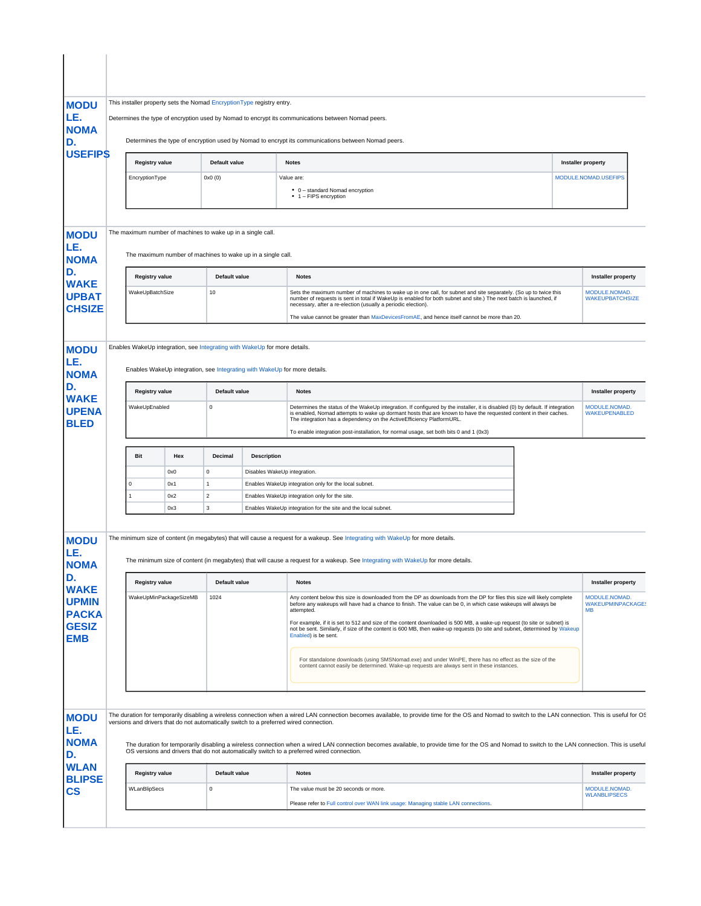## MODULE.NOMAD.USEFIPS

This installer property sets the Nomad EncryptionType registry entry.

Determines the type of encryption used by Nomad to encrypt its communications between Nomad peers.

Determines the type of encryption used by Nomad to encrypt its communications between Nomad peers.

| Registry value | Default value | Notes | Installer property |
|---|---|---|---|
| EncryptionType | 0x0 (0) | Value are:<br>• 0 – standard Nomad encryption<br>• 1 – FIPS encryption | MODULE.NOMAD.USEFIPS |

## MODULE.NOMAD.WAKEUPBATCHSIZE

The maximum number of machines to wake up in a single call.

The maximum number of machines to wake up in a single call.

| Registry value | Default value | Notes | Installer property |
|---|---|---|---|
| WakeUpBatchSize | 10 | Sets the maximum number of machines to wake up in one call, for subnet and site separately. (So up to twice this number of requests is sent in total if WakeUp is enabled for both subnet and site.) The next batch is launched, if necessary, after a re-election (usually a periodic election).<br><br>The value cannot be greater than MaxDevicesFromAE, and hence itself cannot be more than 20. | MODULE.NOMAD.WAKEUPBATCHSIZE |

## MODULE.NOMAD.WAKEUPENABLED

Enables WakeUp integration, see Integrating with WakeUp for more details.

Enables WakeUp integration, see Integrating with WakeUp for more details.

| Registry value | Default value | Notes | Installer property |
|---|---|---|---|
| WakeUpEnabled | 0 | Determines the status of the WakeUp integration. If configured by the installer, it is disabled (0) by default. If integration is enabled, Nomad attempts to wake up dormant hosts that are known to have the requested content in their caches. The integration has a dependency on the ActiveEfficiency PlatformURL.<br><br>To enable integration post-installation, for normal usage, set both bits 0 and 1 (0x3) | MODULE.NOMAD.WAKEUPENABLED |

| Bit | Hex | Decimal | Description |
|---|---|---|---|
| | 0x0 | 0 | Disables WakeUp integration. |
| 0 | 0x1 | 1 | Enables WakeUp integration only for the local subnet. |
| 1 | 0x2 | 2 | Enables WakeUp integration only for the site. |
| | 0x3 | 3 | Enables WakeUp integration for the site and the local subnet. |

## MODULE.NOMAD.WAKEUPMINPACKAGESIZEMB

The minimum size of content (in megabytes) that will cause a request for a wakeup. See Integrating with WakeUp for more details.

The minimum size of content (in megabytes) that will cause a request for a wakeup. See Integrating with WakeUp for more details.

| Registry value | Default value | Notes | Installer property |
|---|---|---|---|
| WakeUpMinPackageSizeMB | 1024 | Any content below this size is downloaded from the DP as downloads from the DP for files this size will likely complete before any wakeups will have had a chance to finish. The value can be 0, in which case wakeups will always be attempted.<br><br>For example, if it is set to 512 and size of the content downloaded is 500 MB, a wake-up request (to site or subnet) is not be sent. Similarly, if size of the content is 600 MB, then wake-up requests (to site and subnet, determined by Wakeup Enabled) is be sent.<br><br>For standalone downloads (using SMSNomad.exe) and under WinPE, there has no effect as the size of the content cannot easily be determined. Wake-up requests are always sent in these instances. | MODULE.NOMAD.WAKEUPMINPACKAGESIZEMB |

## MODULE.NOMAD.WLANBLIPSECS

The duration for temporarily disabling a wireless connection when a wired LAN connection becomes available, to provide time for the OS and Nomad to switch to the LAN connection. This is useful for OS versions and drivers that do not automatically switch to a preferred wired connection.

The duration for temporarily disabling a wireless connection when a wired LAN connection becomes available, to provide time for the OS and Nomad to switch to the LAN connection. This is useful for OS versions and drivers that do not automatically switch to a preferred wired connection.

| Registry value | Default value | Notes | Installer property |
|---|---|---|---|
| WLanBlipSecs | 0 | The value must be 20 seconds or more.<br><br>Please refer to Full control over WAN link usage: Managing stable LAN connections. | MODULE.NOMAD.WLANBLIPSECS |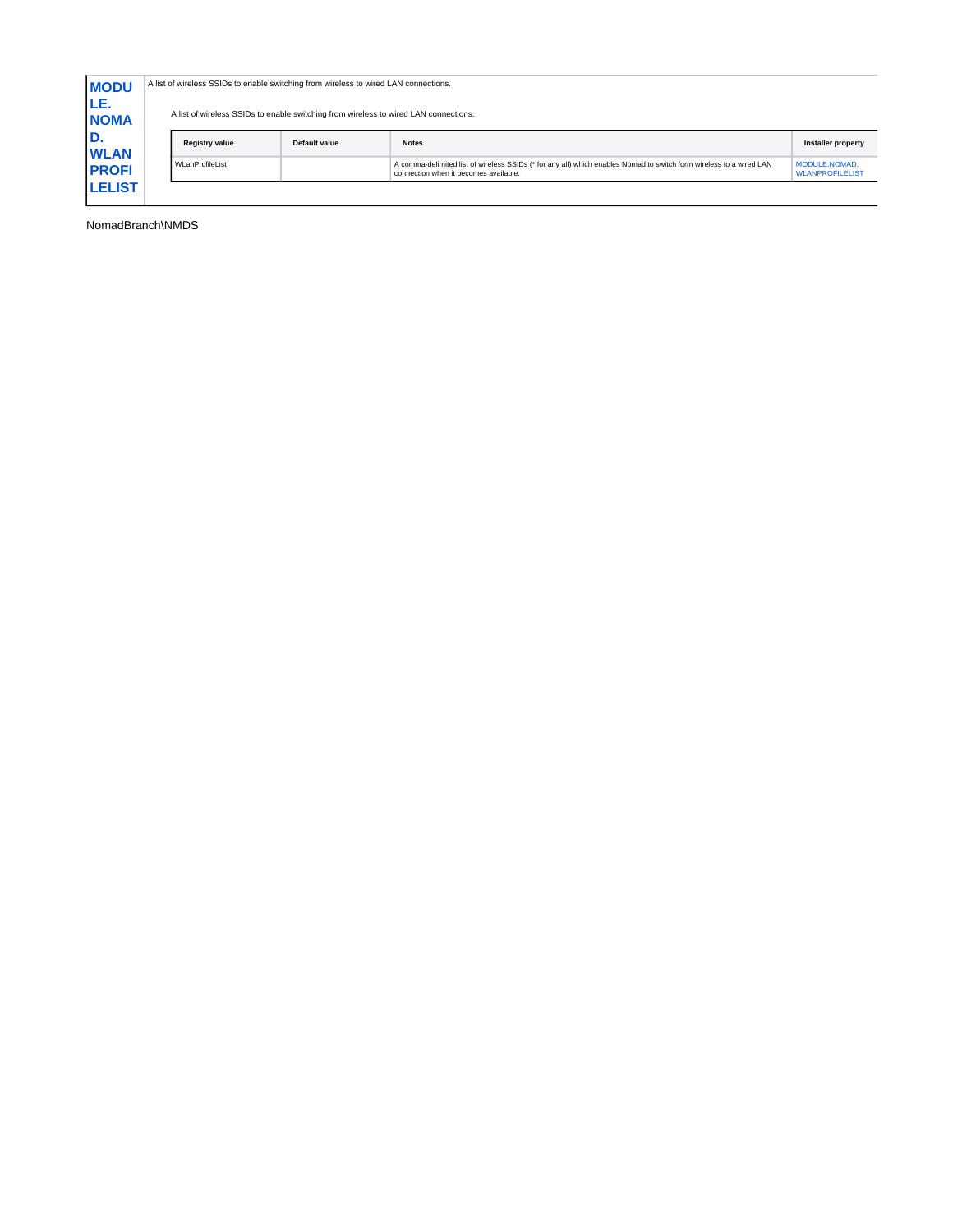| | |
|---|---|
| **MODULE.NOMAD.WLANPROFILELIST** | A list of wireless SSIDs to enable switching from wireless to wired LAN connections. |

A list of wireless SSIDs to enable switching from wireless to wired LAN connections.

| Registry value | Default value | Notes | Installer property |
|---|---|---|---|
| WLanProfileList | | A comma-delimited list of wireless SSIDs (* for any all) which enables Nomad to switch form wireless to a wired LAN connection when it becomes available. | MODULE.NOMAD.WLANPROFILELIST |

NomadBranch\NMDS